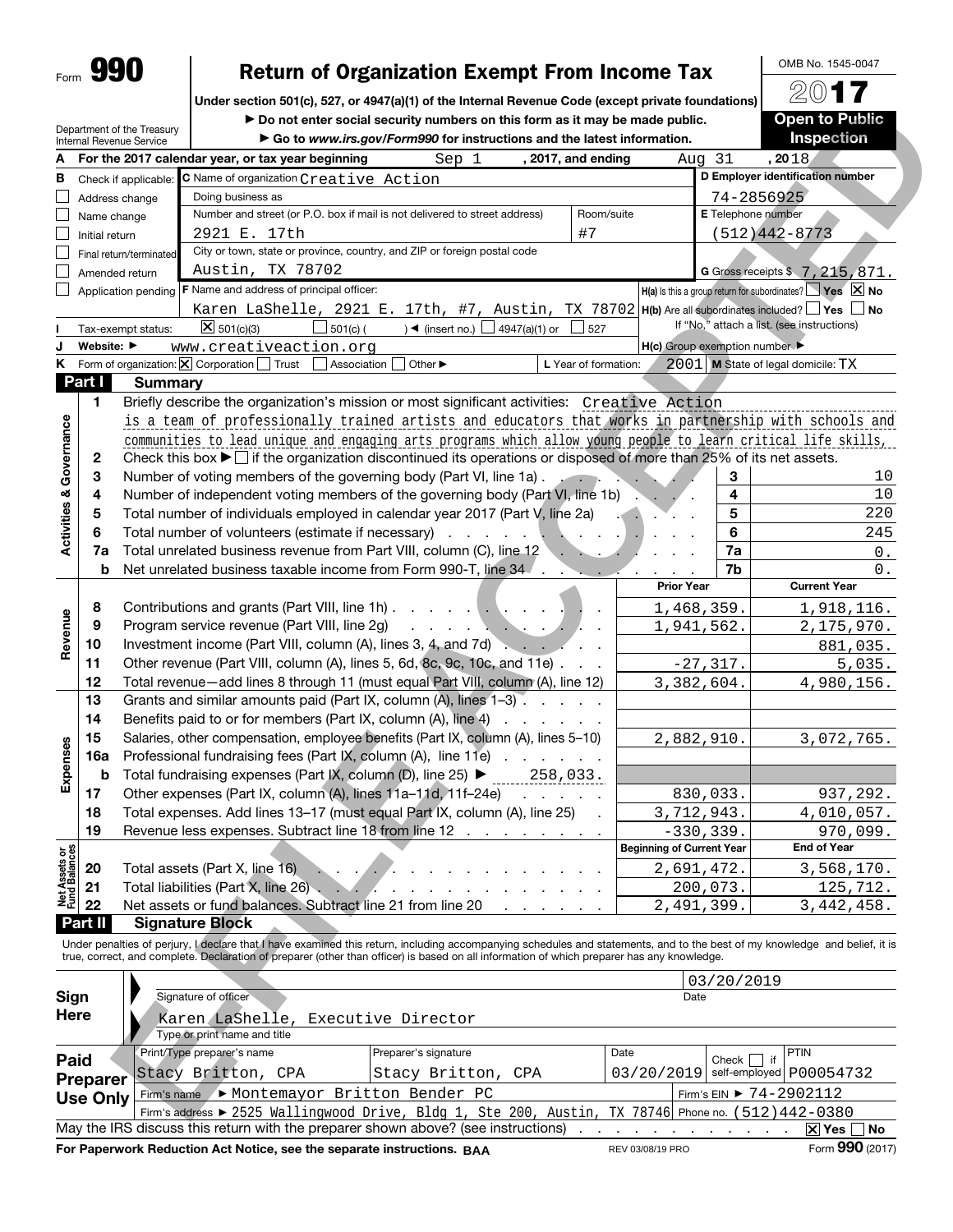# Form 990 — Return of Organization Exempt From Income Tax — 2017

Under section 501(c), 527, or 4947(a)(1) of the Internal Revenue Code (except private foundations)

▶ Do not enter social security numbers on this form as it may be made public.

▶ Go to www.irs.gov/Form990 for instructions and the latest information.

OMB No. 1545-0047

**Open to Public Inspection**

Department of the Treasury
Internal Revenue Service

**A** For the 2017 calendar year, or tax year beginning Sep 1, 2017, and ending Aug 31, 2018

**B** Check if applicable:
- ☐ Address change
- ☐ Name change
- ☐ Initial return
- ☐ Final return/terminated
- ☐ Amended return
- ☐ Application pending

**C** Name of organization: Creative Action

Doing business as:

Number and street (or P.O. box if mail is not delivered to street address): 2921 E. 17th — Room/suite: #7

City or town, state or province, country, and ZIP or foreign postal code: Austin, TX 78702

**D** Employer identification number: 74-2856925

**E** Telephone number: (512)442-8773

**G** Gross receipts $ 7,215,871.

**F** Name and address of principal officer: Karen LaShelle, 2921 E. 17th, #7, Austin, TX 78702

**H(a)** Is this a group return for subordinates? ☐ Yes ☒ No

**H(b)** Are all subordinates included? ☐ Yes ☐ No — If "No," attach a list. (see instructions)

**H(c)** Group exemption number ▶

**I** Tax-exempt status: ☒ 501(c)(3) ☐ 501(c) ( ) ◀ (insert no.) ☐ 4947(a)(1) or ☐ 527

**J** Website: ▶ www.creativeaction.org

**K** Form of organization: ☒ Corporation ☐ Trust ☐ Association ☐ Other ▶

**L** Year of formation: 2001 **M** State of legal domicile: TX

## Part I Summary

**Activities & Governance**

1 Briefly describe the organization's mission or most significant activities: Creative Action is a team of professionally trained artists and educators that works in partnership with schools and communities to lead unique and engaging arts programs which allow young people to learn critical life skills,

2 Check this box ▶ ☐ if the organization discontinued its operations or disposed of more than 25% of its net assets.

| Line | Description | No. | Value |
|---|---|---|---|
| 3 | Number of voting members of the governing body (Part VI, line 1a) | 3 | 10 |
| 4 | Number of independent voting members of the governing body (Part VI, line 1b) | 4 | 10 |
| 5 | Total number of individuals employed in calendar year 2017 (Part V, line 2a) | 5 | 220 |
| 6 | Total number of volunteers (estimate if necessary) | 6 | 245 |
| 7a | Total unrelated business revenue from Part VIII, column (C), line 12 | 7a | 0. |
| b | Net unrelated business taxable income from Form 990-T, line 34 | 7b | 0. |

| Section | Line | Description | Prior Year | Current Year |
|---|---|---|---|---|
| Revenue | 8 | Contributions and grants (Part VIII, line 1h) | 1,468,359. | 1,918,116. |
| | 9 | Program service revenue (Part VIII, line 2g) | 1,941,562. | 2,175,970. |
| | 10 | Investment income (Part VIII, column (A), lines 3, 4, and 7d) | | 881,035. |
| | 11 | Other revenue (Part VIII, column (A), lines 5, 6d, 8c, 9c, 10c, and 11e) | -27,317. | 5,035. |
| | 12 | Total revenue—add lines 8 through 11 (must equal Part VIII, column (A), line 12) | 3,382,604. | 4,980,156. |
| Expenses | 13 | Grants and similar amounts paid (Part IX, column (A), lines 1–3) | | |
| | 14 | Benefits paid to or for members (Part IX, column (A), line 4) | | |
| | 15 | Salaries, other compensation, employee benefits (Part IX, column (A), lines 5–10) | 2,882,910. | 3,072,765. |
| | 16a | Professional fundraising fees (Part IX, column (A), line 11e) | | |
| | b | Total fundraising expenses (Part IX, column (D), line 25) ▶ 258,033. | | |
| | 17 | Other expenses (Part IX, column (A), lines 11a–11d, 11f–24e) | 830,033. | 937,292. |
| | 18 | Total expenses. Add lines 13–17 (must equal Part IX, column (A), line 25) | 3,712,943. | 4,010,057. |
| | 19 | Revenue less expenses. Subtract line 18 from line 12 | -330,339. | 970,099. |

| Section | Line | Description | Beginning of Current Year | End of Year |
|---|---|---|---|---|
| Net Assets or Fund Balances | 20 | Total assets (Part X, line 16) | 2,691,472. | 3,568,170. |
| | 21 | Total liabilities (Part X, line 26) | 200,073. | 125,712. |
| | 22 | Net assets or fund balances. Subtract line 21 from line 20 | 2,491,399. | 3,442,458. |

## Part II Signature Block

Under penalties of perjury, I declare that I have examined this return, including accompanying schedules and statements, and to the best of my knowledge and belief, it is true, correct, and complete. Declaration of preparer (other than officer) is based on all information of which preparer has any knowledge.

**Sign Here**

Signature of officer — Date: 03/20/2019

Karen LaShelle, Executive Director
Type or print name and title

**Paid Preparer Use Only**

| Print/Type preparer's name | Preparer's signature | Date | Check ☐ if self-employed | PTIN |
|---|---|---|---|---|
| Stacy Britton, CPA | Stacy Britton, CPA | 03/20/2019 | | P00054732 |

Firm's name ▶ Montemayor Britton Bender PC — Firm's EIN ▶ 74-2902112

Firm's address ▶ 2525 Wallingwood Drive, Bldg 1, Ste 200, Austin, TX 78746 — Phone no. (512)442-0380

May the IRS discuss this return with the preparer shown above? (see instructions) ☒ Yes ☐ No

**For Paperwork Reduction Act Notice, see the separate instructions.** BAA — REV 03/08/19 PRO — Form **990** (2017)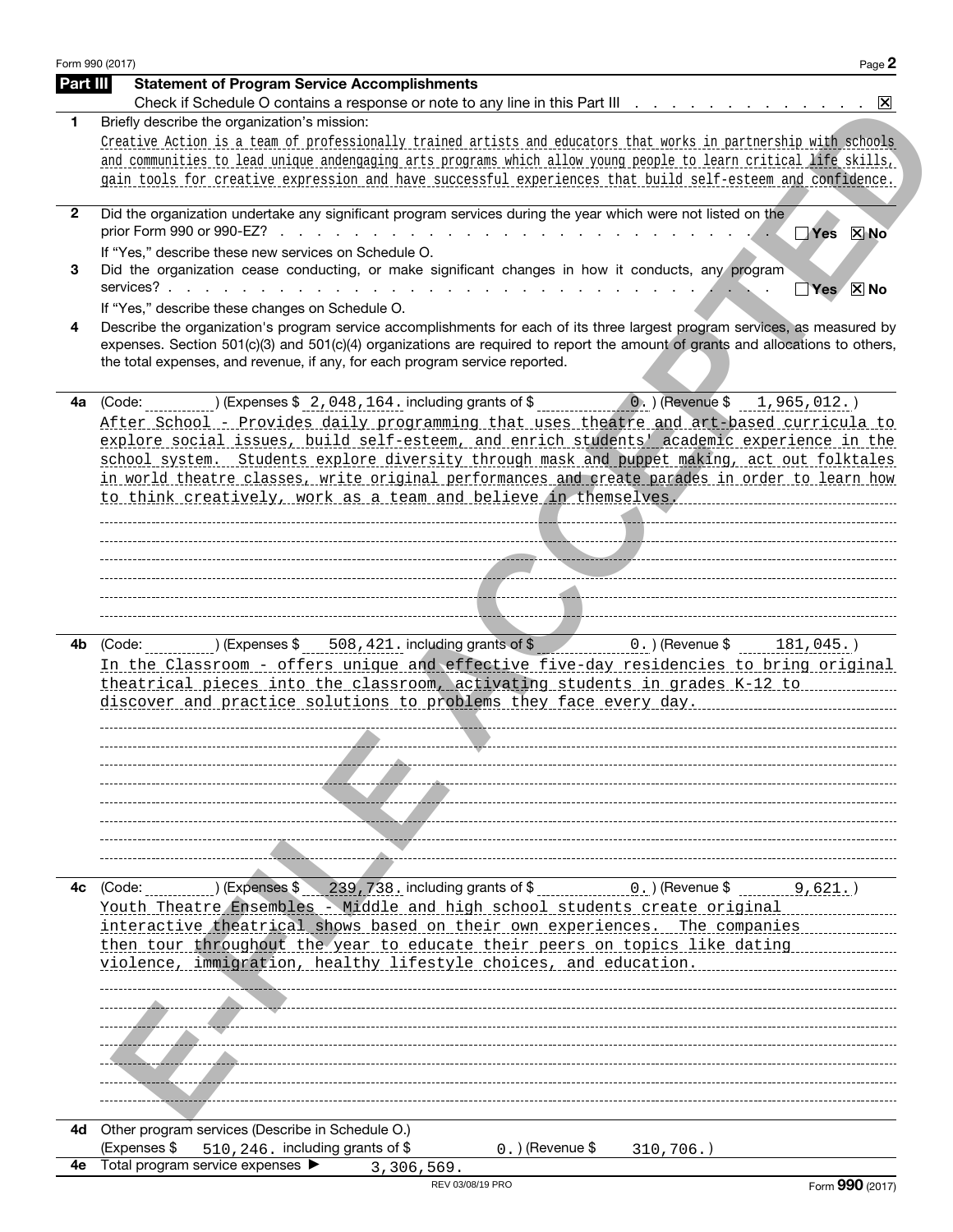Form 990 (2017)

## Part III Statement of Program Service Accomplishments

Check if Schedule O contains a response or note to any line in this Part III . . . . . . . . . . . . . . ☒

**1** Briefly describe the organization's mission:

Creative Action is a team of professionally trained artists and educators that works in partnership with schools and communities to lead unique andengaging arts programs which allow young people to learn critical life skills, gain tools for creative expression and have successful experiences that build self-esteem and confidence.

**2** Did the organization undertake any significant program services during the year which were not listed on the prior Form 990 or 990-EZ? . . . . . . . . . . . . . . . . . . . . . . . . . . . ☐ Yes ☒ No

If "Yes," describe these new services on Schedule O.

**3** Did the organization cease conducting, or make significant changes in how it conducts, any program services? . . . . . . . . . . . . . . . . . . . . . . . . . . . . . . . . ☐ Yes ☒ No

If "Yes," describe these changes on Schedule O.

**4** Describe the organization's program service accomplishments for each of its three largest program services, as measured by expenses. Section 501(c)(3) and 501(c)(4) organizations are required to report the amount of grants and allocations to others, the total expenses, and revenue, if any, for each program service reported.

**4a** (Code: ) (Expenses $ 2,048,164. including grants of $ 0.) (Revenue $ 1,965,012.)

After School - Provides daily programming that uses theatre and art-based curricula to explore social issues, build self-esteem, and enrich students' academic experience in the school system. Students explore diversity through mask and puppet making, act out folktales in world theatre classes, write original performances and create parades in order to learn how to think creatively, work as a team and believe in themselves.

**4b** (Code: ) (Expenses $ 508,421. including grants of $ 0.) (Revenue $ 181,045.)

In the Classroom - offers unique and effective five-day residencies to bring original theatrical pieces into the classroom, activating students in grades K-12 to discover and practice solutions to problems they face every day.

**4c** (Code: ) (Expenses $ 239,738. including grants of $ 0.) (Revenue $ 9,621.)

Youth Theatre Ensembles - Middle and high school students create original interactive theatrical shows based on their own experiences. The companies then tour throughout the year to educate their peers on topics like dating violence, immigration, healthy lifestyle choices, and education.

**4d** Other program services (Describe in Schedule O.)

(Expenses $ 510,246. including grants of $ 0.) (Revenue $ 310,706.)

**4e** Total program service expenses ▶ 3,306,569.

Form **990** (2017)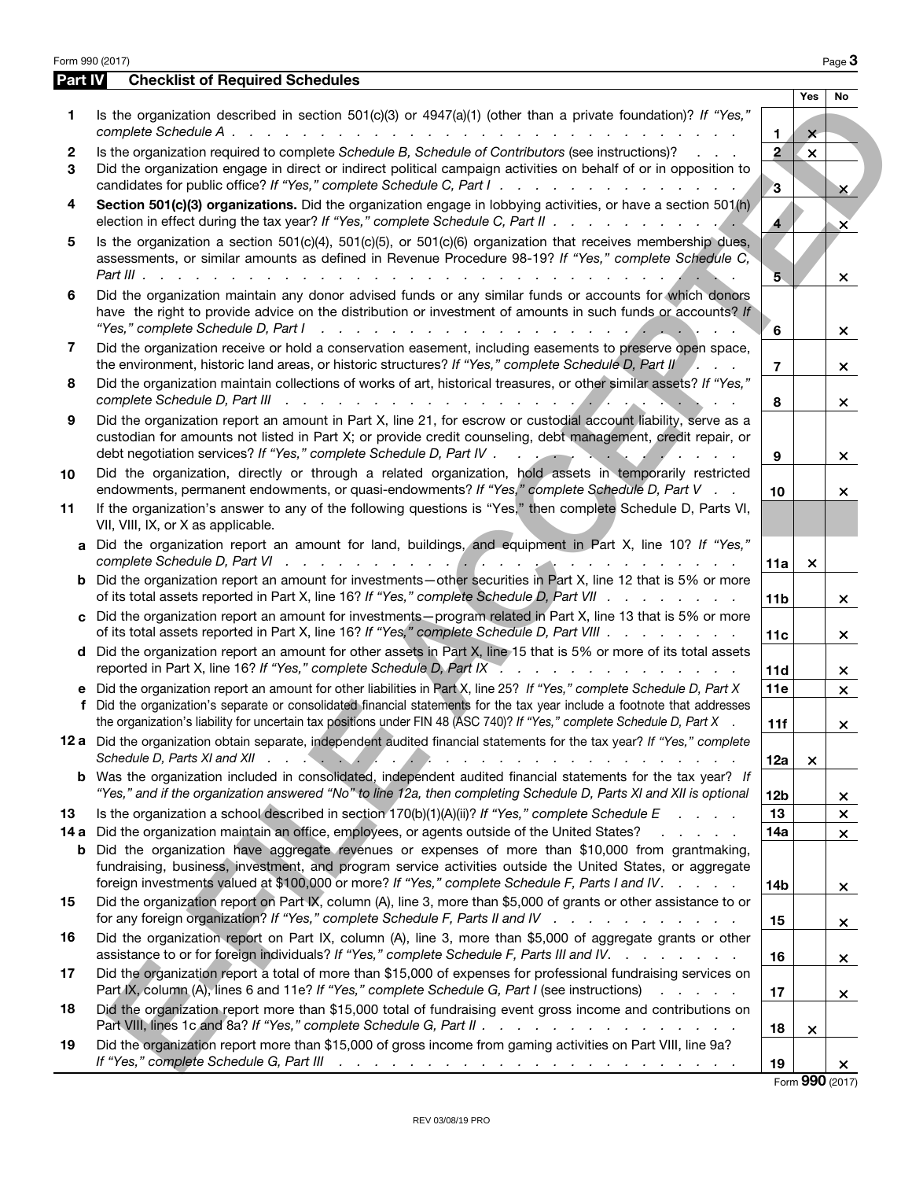## Part IV Checklist of Required Schedules

| | | | Yes | No |
|---|---|---|---|---|
| 1 | Is the organization described in section 501(c)(3) or 4947(a)(1) (other than a private foundation)? *If "Yes," complete Schedule A* | 1 | × | |
| 2 | Is the organization required to complete *Schedule B, Schedule of Contributors* (see instructions)? | 2 | × | |
| 3 | Did the organization engage in direct or indirect political campaign activities on behalf of or in opposition to candidates for public office? *If "Yes," complete Schedule C, Part I* | 3 | | × |
| 4 | **Section 501(c)(3) organizations.** Did the organization engage in lobbying activities, or have a section 501(h) election in effect during the tax year? *If "Yes," complete Schedule C, Part II* | 4 | | × |
| 5 | Is the organization a section 501(c)(4), 501(c)(5), or 501(c)(6) organization that receives membership dues, assessments, or similar amounts as defined in Revenue Procedure 98-19? *If "Yes," complete Schedule C, Part III* | 5 | | × |
| 6 | Did the organization maintain any donor advised funds or any similar funds or accounts for which donors have the right to provide advice on the distribution or investment of amounts in such funds or accounts? *If "Yes," complete Schedule D, Part I* | 6 | | × |
| 7 | Did the organization receive or hold a conservation easement, including easements to preserve open space, the environment, historic land areas, or historic structures? *If "Yes," complete Schedule D, Part II* | 7 | | × |
| 8 | Did the organization maintain collections of works of art, historical treasures, or other similar assets? *If "Yes," complete Schedule D, Part III* | 8 | | × |
| 9 | Did the organization report an amount in Part X, line 21, for escrow or custodial account liability, serve as a custodian for amounts not listed in Part X; or provide credit counseling, debt management, credit repair, or debt negotiation services? *If "Yes," complete Schedule D, Part IV* | 9 | | × |
| 10 | Did the organization, directly or through a related organization, hold assets in temporarily restricted endowments, permanent endowments, or quasi-endowments? *If "Yes," complete Schedule D, Part V* | 10 | | × |
| 11 | If the organization's answer to any of the following questions is "Yes," then complete Schedule D, Parts VI, VII, VIII, IX, or X as applicable. | | | |
| a | Did the organization report an amount for land, buildings, and equipment in Part X, line 10? *If "Yes," complete Schedule D, Part VI* | 11a | × | |
| b | Did the organization report an amount for investments—other securities in Part X, line 12 that is 5% or more of its total assets reported in Part X, line 16? *If "Yes," complete Schedule D, Part VII* | 11b | | × |
| c | Did the organization report an amount for investments—program related in Part X, line 13 that is 5% or more of its total assets reported in Part X, line 16? *If "Yes," complete Schedule D, Part VIII* | 11c | | × |
| d | Did the organization report an amount for other assets in Part X, line 15 that is 5% or more of its total assets reported in Part X, line 16? *If "Yes," complete Schedule D, Part IX* | 11d | | × |
| e | Did the organization report an amount for other liabilities in Part X, line 25? *If "Yes," complete Schedule D, Part X* | 11e | | × |
| f | Did the organization's separate or consolidated financial statements for the tax year include a footnote that addresses the organization's liability for uncertain tax positions under FIN 48 (ASC 740)? *If "Yes," complete Schedule D, Part X* | 11f | | × |
| 12 a | Did the organization obtain separate, independent audited financial statements for the tax year? *If "Yes," complete Schedule D, Parts XI and XII* | 12a | × | |
| b | Was the organization included in consolidated, independent audited financial statements for the tax year? *If "Yes," and if the organization answered "No" to line 12a, then completing Schedule D, Parts XI and XII is optional* | 12b | | × |
| 13 | Is the organization a school described in section 170(b)(1)(A)(ii)? *If "Yes," complete Schedule E* | 13 | | × |
| 14 a | Did the organization maintain an office, employees, or agents outside of the United States? | 14a | | × |
| b | Did the organization have aggregate revenues or expenses of more than $10,000 from grantmaking, fundraising, business, investment, and program service activities outside the United States, or aggregate foreign investments valued at $100,000 or more? *If "Yes," complete Schedule F, Parts I and IV* | 14b | | × |
| 15 | Did the organization report on Part IX, column (A), line 3, more than $5,000 of grants or other assistance to or for any foreign organization? *If "Yes," complete Schedule F, Parts II and IV* | 15 | | × |
| 16 | Did the organization report on Part IX, column (A), line 3, more than $5,000 of aggregate grants or other assistance to or for foreign individuals? *If "Yes," complete Schedule F, Parts III and IV* | 16 | | × |
| 17 | Did the organization report a total of more than $15,000 of expenses for professional fundraising services on Part IX, column (A), lines 6 and 11e? *If "Yes," complete Schedule G, Part I* (see instructions) | 17 | | × |
| 18 | Did the organization report more than $15,000 total of fundraising event gross income and contributions on Part VIII, lines 1c and 8a? *If "Yes," complete Schedule G, Part II* | 18 | × | |
| 19 | Did the organization report more than $15,000 of gross income from gaming activities on Part VIII, line 9a? *If "Yes," complete Schedule G, Part III* | 19 | | × |

Form **990** (2017)

REV 03/08/19 PRO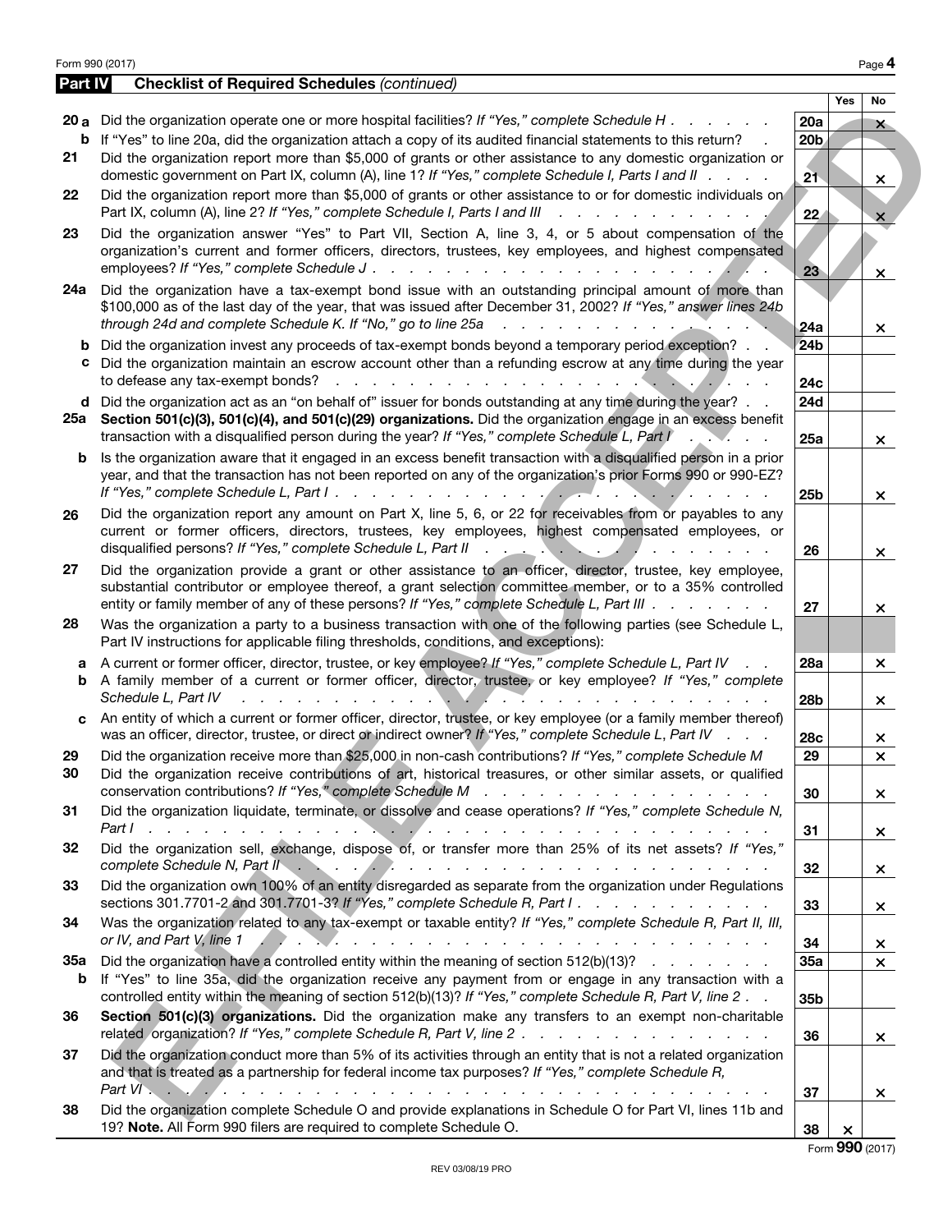Form 990 (2017) Page **4**

**Part IV** **Checklist of Required Schedules** *(continued)*

| | | | Yes | No |
|---|---|---|---|---|
| **20a** | Did the organization operate one or more hospital facilities? *If "Yes," complete Schedule H* | 20a | | × |
| **b** | If "Yes" to line 20a, did the organization attach a copy of its audited financial statements to this return? | 20b | | |
| **21** | Did the organization report more than $5,000 of grants or other assistance to any domestic organization or domestic government on Part IX, column (A), line 1? *If "Yes," complete Schedule I, Parts I and II* | 21 | | × |
| **22** | Did the organization report more than $5,000 of grants or other assistance to or for domestic individuals on Part IX, column (A), line 2? *If "Yes," complete Schedule I, Parts I and III* | 22 | | × |
| **23** | Did the organization answer "Yes" to Part VII, Section A, line 3, 4, or 5 about compensation of the organization's current and former officers, directors, trustees, key employees, and highest compensated employees? *If "Yes," complete Schedule J* | 23 | | × |
| **24a** | Did the organization have a tax-exempt bond issue with an outstanding principal amount of more than $100,000 as of the last day of the year, that was issued after December 31, 2002? *If "Yes," answer lines 24b through 24d and complete Schedule K. If "No," go to line 25a* | 24a | | × |
| **b** | Did the organization invest any proceeds of tax-exempt bonds beyond a temporary period exception? | 24b | | |
| **c** | Did the organization maintain an escrow account other than a refunding escrow at any time during the year to defease any tax-exempt bonds? | 24c | | |
| **d** | Did the organization act as an "on behalf of" issuer for bonds outstanding at any time during the year? | 24d | | |
| **25a** | **Section 501(c)(3), 501(c)(4), and 501(c)(29) organizations.** Did the organization engage in an excess benefit transaction with a disqualified person during the year? *If "Yes," complete Schedule L, Part I* | 25a | | × |
| **b** | Is the organization aware that it engaged in an excess benefit transaction with a disqualified person in a prior year, and that the transaction has not been reported on any of the organization's prior Forms 990 or 990-EZ? *If "Yes," complete Schedule L, Part I* | 25b | | × |
| **26** | Did the organization report any amount on Part X, line 5, 6, or 22 for receivables from or payables to any current or former officers, directors, trustees, key employees, highest compensated employees, or disqualified persons? *If "Yes," complete Schedule L, Part II* | 26 | | × |
| **27** | Did the organization provide a grant or other assistance to an officer, director, trustee, key employee, substantial contributor or employee thereof, a grant selection committee member, or to a 35% controlled entity or family member of any of these persons? *If "Yes," complete Schedule L, Part III* | 27 | | × |
| **28** | Was the organization a party to a business transaction with one of the following parties (see Schedule L, Part IV instructions for applicable filing thresholds, conditions, and exceptions): | | | |
| **a** | A current or former officer, director, trustee, or key employee? *If "Yes," complete Schedule L, Part IV* | 28a | | × |
| **b** | A family member of a current or former officer, director, trustee, or key employee? *If "Yes," complete Schedule L, Part IV* | 28b | | × |
| **c** | An entity of which a current or former officer, director, trustee, or key employee (or a family member thereof) was an officer, director, trustee, or direct or indirect owner? *If "Yes," complete Schedule L, Part IV* | 28c | | × |
| **29** | Did the organization receive more than $25,000 in non-cash contributions? *If "Yes," complete Schedule M* | 29 | | × |
| **30** | Did the organization receive contributions of art, historical treasures, or other similar assets, or qualified conservation contributions? *If "Yes," complete Schedule M* | 30 | | × |
| **31** | Did the organization liquidate, terminate, or dissolve and cease operations? *If "Yes," complete Schedule N, Part I* | 31 | | × |
| **32** | Did the organization sell, exchange, dispose of, or transfer more than 25% of its net assets? *If "Yes," complete Schedule N, Part II* | 32 | | × |
| **33** | Did the organization own 100% of an entity disregarded as separate from the organization under Regulations sections 301.7701-2 and 301.7701-3? *If "Yes," complete Schedule R, Part I* | 33 | | × |
| **34** | Was the organization related to any tax-exempt or taxable entity? *If "Yes," complete Schedule R, Part II, III, or IV, and Part V, line 1* | 34 | | × |
| **35a** | Did the organization have a controlled entity within the meaning of section 512(b)(13)? | 35a | | × |
| **b** | If "Yes" to line 35a, did the organization receive any payment from or engage in any transaction with a controlled entity within the meaning of section 512(b)(13)? *If "Yes," complete Schedule R, Part V, line 2* | 35b | | |
| **36** | **Section 501(c)(3) organizations.** Did the organization make any transfers to an exempt non-charitable related organization? *If "Yes," complete Schedule R, Part V, line 2* | 36 | | × |
| **37** | Did the organization conduct more than 5% of its activities through an entity that is not a related organization and that is treated as a partnership for federal income tax purposes? *If "Yes," complete Schedule R, Part VI* | 37 | | × |
| **38** | Did the organization complete Schedule O and provide explanations in Schedule O for Part VI, lines 11b and 19? **Note.** All Form 990 filers are required to complete Schedule O. | 38 | × | |

Form **990** (2017)

REV 03/08/19 PRO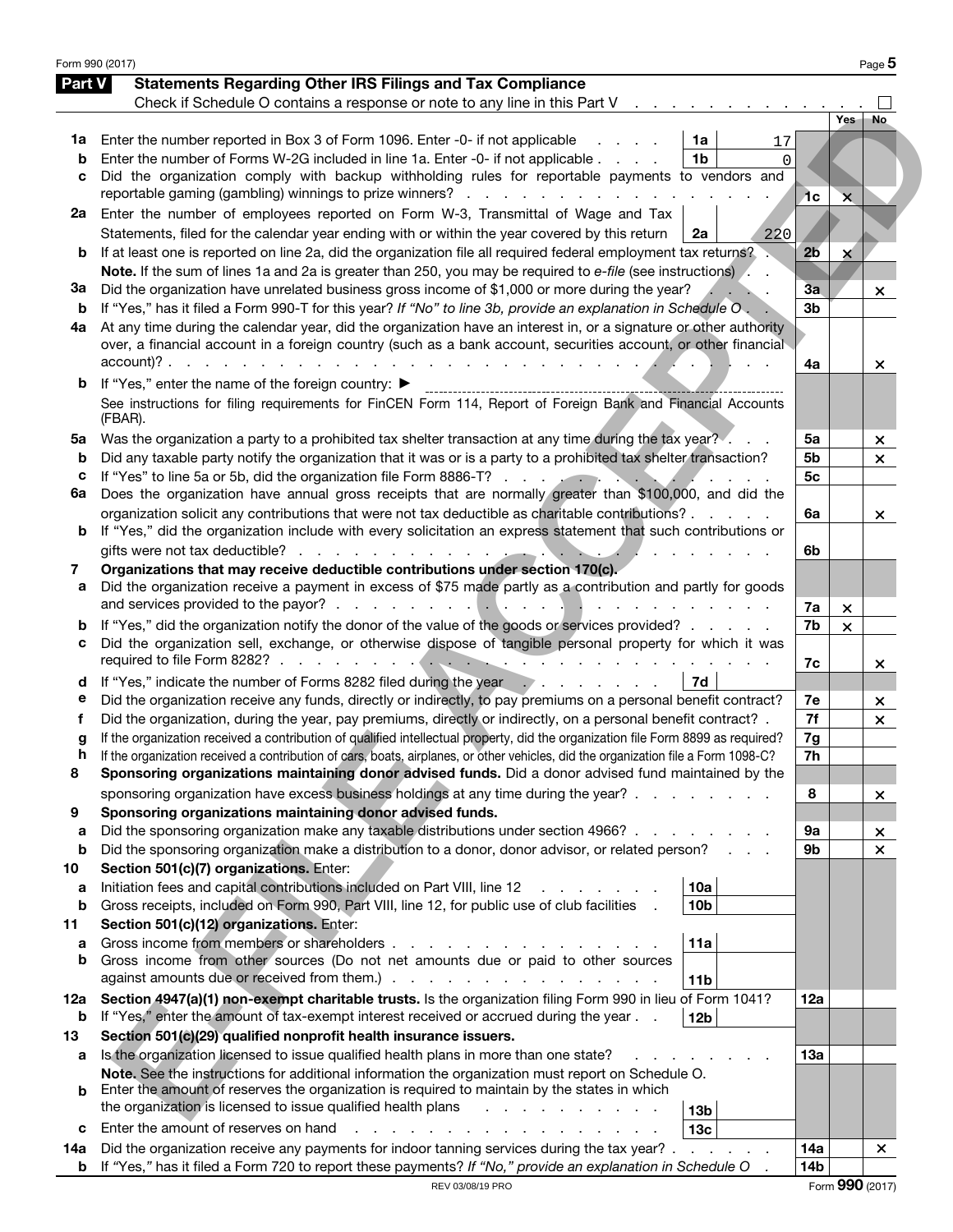## Part V Statements Regarding Other IRS Filings and Tax Compliance

Check if Schedule O contains a response or note to any line in this Part V . . . . . . . . . . . . . ☐

| | | | | | Yes | No |
|---|---|---|---|---|---|---|
| **1a** | Enter the number reported in Box 3 of Form 1096. Enter -0- if not applicable | 1a | 17 | | | |
| **b** | Enter the number of Forms W-2G included in line 1a. Enter -0- if not applicable | 1b | 0 | | | |
| **c** | Did the organization comply with backup withholding rules for reportable payments to vendors and reportable gaming (gambling) winnings to prize winners? | | | 1c | × | |
| **2a** | Enter the number of employees reported on Form W-3, Transmittal of Wage and Tax Statements, filed for the calendar year ending with or within the year covered by this return | 2a | 220 | | | |
| **b** | If at least one is reported on line 2a, did the organization file all required federal employment tax returns? | | | 2b | × | |
| | **Note.** If the sum of lines 1a and 2a is greater than 250, you may be required to *e-file* (see instructions) | | | | | |
| **3a** | Did the organization have unrelated business gross income of $1,000 or more during the year? | | | 3a | | × |
| **b** | If "Yes," has it filed a Form 990-T for this year? *If "No" to line 3b, provide an explanation in Schedule O* | | | 3b | | |
| **4a** | At any time during the calendar year, did the organization have an interest in, or a signature or other authority over, a financial account in a foreign country (such as a bank account, securities account, or other financial account)? | | | 4a | | × |
| **b** | If "Yes," enter the name of the foreign country: ▶ | | | | | |
| | See instructions for filing requirements for FinCEN Form 114, Report of Foreign Bank and Financial Accounts (FBAR). | | | | | |
| **5a** | Was the organization a party to a prohibited tax shelter transaction at any time during the tax year? | | | 5a | | × |
| **b** | Did any taxable party notify the organization that it was or is a party to a prohibited tax shelter transaction? | | | 5b | | × |
| **c** | If "Yes" to line 5a or 5b, did the organization file Form 8886-T? | | | 5c | | |
| **6a** | Does the organization have annual gross receipts that are normally greater than $100,000, and did the organization solicit any contributions that were not tax deductible as charitable contributions? | | | 6a | | × |
| **b** | If "Yes," did the organization include with every solicitation an express statement that such contributions or gifts were not tax deductible? | | | 6b | | |
| **7** | **Organizations that may receive deductible contributions under section 170(c).** | | | | | |
| **a** | Did the organization receive a payment in excess of $75 made partly as a contribution and partly for goods and services provided to the payor? | | | 7a | × | |
| **b** | If "Yes," did the organization notify the donor of the value of the goods or services provided? | | | 7b | × | |
| **c** | Did the organization sell, exchange, or otherwise dispose of tangible personal property for which it was required to file Form 8282? | | | 7c | | × |
| **d** | If "Yes," indicate the number of Forms 8282 filed during the year | 7d | | | | |
| **e** | Did the organization receive any funds, directly or indirectly, to pay premiums on a personal benefit contract? | | | 7e | | × |
| **f** | Did the organization, during the year, pay premiums, directly or indirectly, on a personal benefit contract? | | | 7f | | × |
| **g** | If the organization received a contribution of qualified intellectual property, did the organization file Form 8899 as required? | | | 7g | | |
| **h** | If the organization received a contribution of cars, boats, airplanes, or other vehicles, did the organization file a Form 1098-C? | | | 7h | | |
| **8** | **Sponsoring organizations maintaining donor advised funds.** Did a donor advised fund maintained by the sponsoring organization have excess business holdings at any time during the year? | | | 8 | | × |
| **9** | **Sponsoring organizations maintaining donor advised funds.** | | | | | |
| **a** | Did the sponsoring organization make any taxable distributions under section 4966? | | | 9a | | × |
| **b** | Did the sponsoring organization make a distribution to a donor, donor advisor, or related person? | | | 9b | | × |
| **10** | **Section 501(c)(7) organizations.** Enter: | | | | | |
| **a** | Initiation fees and capital contributions included on Part VIII, line 12 | 10a | | | | |
| **b** | Gross receipts, included on Form 990, Part VIII, line 12, for public use of club facilities | 10b | | | | |
| **11** | **Section 501(c)(12) organizations.** Enter: | | | | | |
| **a** | Gross income from members or shareholders | 11a | | | | |
| **b** | Gross income from other sources (Do not net amounts due or paid to other sources against amounts due or received from them.) | 11b | | | | |
| **12a** | **Section 4947(a)(1) non-exempt charitable trusts.** Is the organization filing Form 990 in lieu of Form 1041? | | | 12a | | |
| **b** | If "Yes," enter the amount of tax-exempt interest received or accrued during the year | 12b | | | | |
| **13** | **Section 501(c)(29) qualified nonprofit health insurance issuers.** | | | | | |
| **a** | Is the organization licensed to issue qualified health plans in more than one state? | | | 13a | | |
| | **Note.** See the instructions for additional information the organization must report on Schedule O. | | | | | |
| **b** | Enter the amount of reserves the organization is required to maintain by the states in which the organization is licensed to issue qualified health plans | 13b | | | | |
| **c** | Enter the amount of reserves on hand | 13c | | | | |
| **14a** | Did the organization receive any payments for indoor tanning services during the tax year? | | | 14a | | × |
| **b** | If "Yes," has it filed a Form 720 to report these payments? *If "No," provide an explanation in Schedule O* | | | 14b | | |

REV 03/08/19 PRO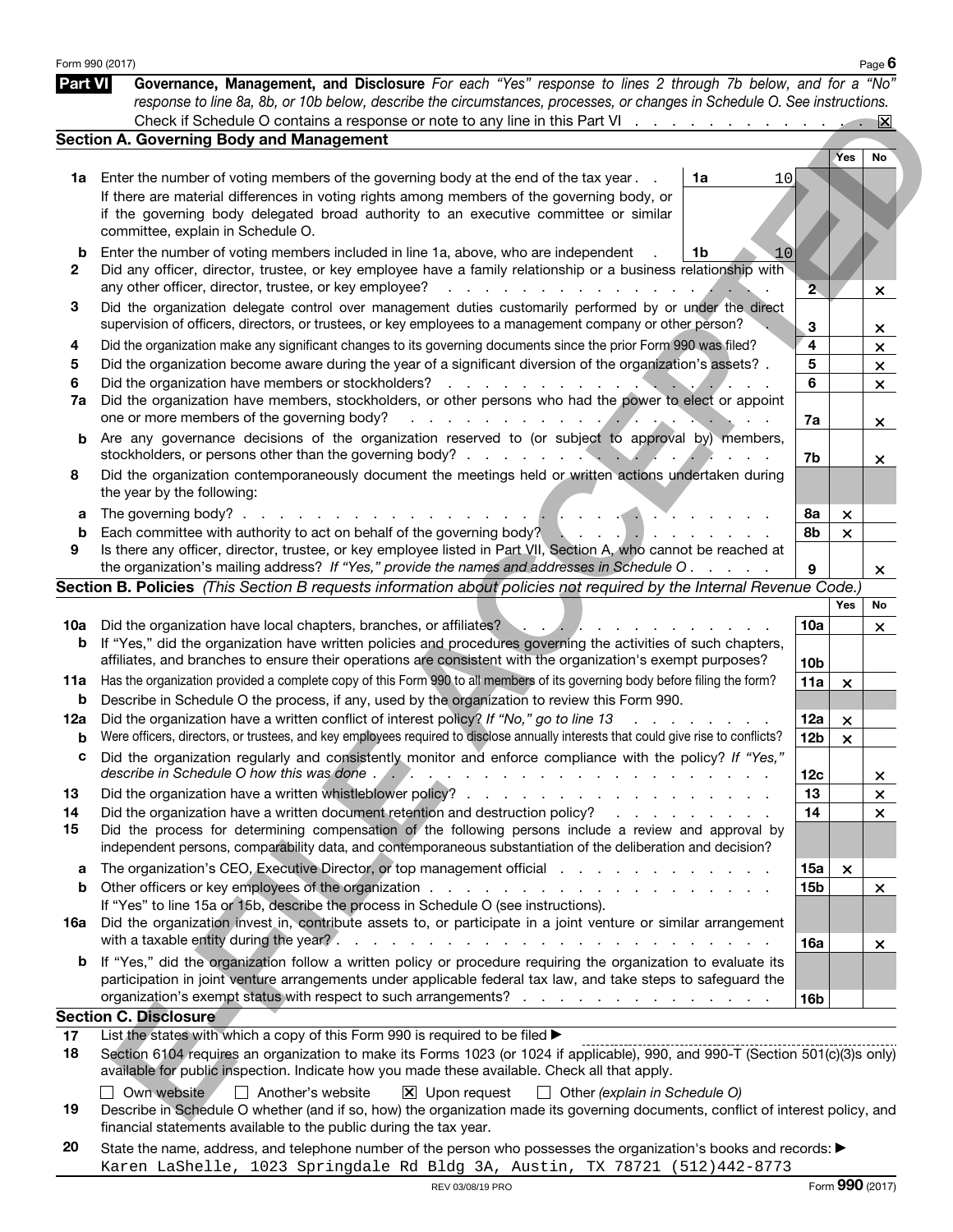Form 990 (2017)

## Part VI Governance, Management, and Disclosure

*For each "Yes" response to lines 2 through 7b below, and for a "No" response to line 8a, 8b, or 10b below, describe the circumstances, processes, or changes in Schedule O. See instructions.*

Check if Schedule O contains a response or note to any line in this Part VI . . . . . . . . . . . . . . ☒

### Section A. Governing Body and Management

| | | | Yes | No |
|---|---|---|---|---|
| **1a** | Enter the number of voting members of the governing body at the end of the tax year . . **1a** 10. If there are material differences in voting rights among members of the governing body, or if the governing body delegated broad authority to an executive committee or similar committee, explain in Schedule O. | | | |
| **b** | Enter the number of voting members included in line 1a, above, who are independent . **1b** 10 | | | |
| **2** | Did any officer, director, trustee, or key employee have a family relationship or a business relationship with any other officer, director, trustee, or key employee? | 2 | | × |
| **3** | Did the organization delegate control over management duties customarily performed by or under the direct supervision of officers, directors, or trustees, or key employees to a management company or other person? | 3 | | × |
| **4** | Did the organization make any significant changes to its governing documents since the prior Form 990 was filed? | 4 | | × |
| **5** | Did the organization become aware during the year of a significant diversion of the organization's assets? | 5 | | × |
| **6** | Did the organization have members or stockholders? | 6 | | × |
| **7a** | Did the organization have members, stockholders, or other persons who had the power to elect or appoint one or more members of the governing body? | 7a | | × |
| **b** | Are any governance decisions of the organization reserved to (or subject to approval by) members, stockholders, or persons other than the governing body? | 7b | | × |
| **8** | Did the organization contemporaneously document the meetings held or written actions undertaken during the year by the following: | | | |
| **a** | The governing body? | 8a | × | |
| **b** | Each committee with authority to act on behalf of the governing body? | 8b | × | |
| **9** | Is there any officer, director, trustee, or key employee listed in Part VII, Section A, who cannot be reached at the organization's mailing address? *If "Yes," provide the names and addresses in Schedule O* | 9 | | × |

### Section B. Policies *(This Section B requests information about policies not required by the Internal Revenue Code.)*

| | | | Yes | No |
|---|---|---|---|---|
| **10a** | Did the organization have local chapters, branches, or affiliates? | 10a | | × |
| **b** | If "Yes," did the organization have written policies and procedures governing the activities of such chapters, affiliates, and branches to ensure their operations are consistent with the organization's exempt purposes? | 10b | | |
| **11a** | Has the organization provided a complete copy of this Form 990 to all members of its governing body before filing the form? | 11a | × | |
| **b** | Describe in Schedule O the process, if any, used by the organization to review this Form 990. | | | |
| **12a** | Did the organization have a written conflict of interest policy? *If "No," go to line 13* | 12a | × | |
| **b** | Were officers, directors, or trustees, and key employees required to disclose annually interests that could give rise to conflicts? | 12b | × | |
| **c** | Did the organization regularly and consistently monitor and enforce compliance with the policy? *If "Yes," describe in Schedule O how this was done* | 12c | | × |
| **13** | Did the organization have a written whistleblower policy? | 13 | | × |
| **14** | Did the organization have a written document retention and destruction policy? | 14 | | × |
| **15** | Did the process for determining compensation of the following persons include a review and approval by independent persons, comparability data, and contemporaneous substantiation of the deliberation and decision? | | | |
| **a** | The organization's CEO, Executive Director, or top management official | 15a | × | |
| **b** | Other officers or key employees of the organization | 15b | | × |
| | If "Yes" to line 15a or 15b, describe the process in Schedule O (see instructions). | | | |
| **16a** | Did the organization invest in, contribute assets to, or participate in a joint venture or similar arrangement with a taxable entity during the year? | 16a | | × |
| **b** | If "Yes," did the organization follow a written policy or procedure requiring the organization to evaluate its participation in joint venture arrangements under applicable federal tax law, and take steps to safeguard the organization's exempt status with respect to such arrangements? | 16b | | |

### Section C. Disclosure

**17** List the states with which a copy of this Form 990 is required to be filed ▶

**18** Section 6104 requires an organization to make its Forms 1023 (or 1024 if applicable), 990, and 990-T (Section 501(c)(3)s only) available for public inspection. Indicate how you made these available. Check all that apply.

☐ Own website ☐ Another's website ☒ Upon request ☐ Other *(explain in Schedule O)*

**19** Describe in Schedule O whether (and if so, how) the organization made its governing documents, conflict of interest policy, and financial statements available to the public during the tax year.

**20** State the name, address, and telephone number of the person who possesses the organization's books and records: ▶
Karen LaShelle, 1023 Springdale Rd Bldg 3A, Austin, TX 78721 (512)442-8773

REV 03/08/19 PRO Form **990** (2017)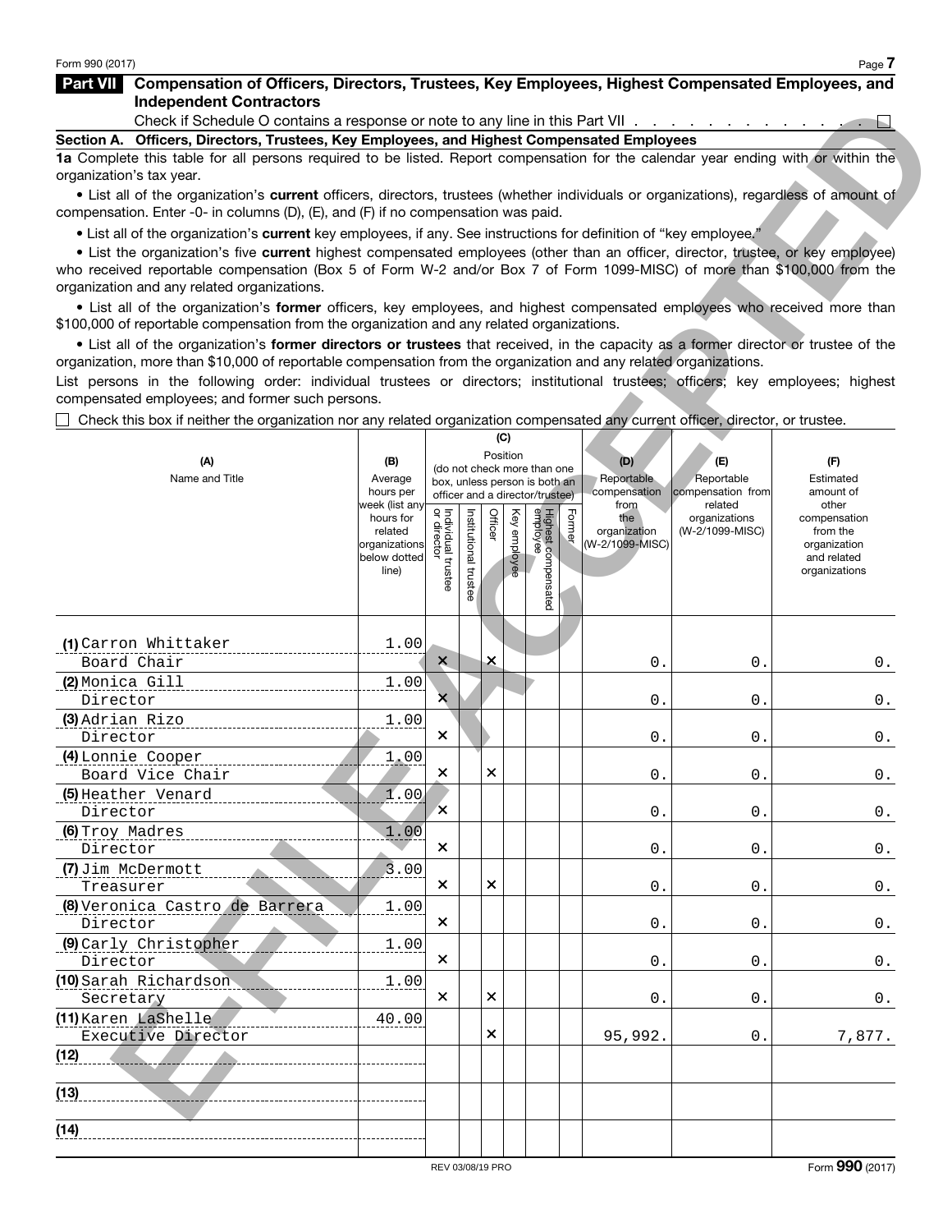Form 990 (2017)

## Part VII Compensation of Officers, Directors, Trustees, Key Employees, Highest Compensated Employees, and Independent Contractors

Check if Schedule O contains a response or note to any line in this Part VII . . . . . . . . . . . . . . ☐

### Section A. Officers, Directors, Trustees, Key Employees, and Highest Compensated Employees

**1a** Complete this table for all persons required to be listed. Report compensation for the calendar year ending with or within the organization's tax year.

- List all of the organization's **current** officers, directors, trustees (whether individuals or organizations), regardless of amount of compensation. Enter -0- in columns (D), (E), and (F) if no compensation was paid.
- List all of the organization's **current** key employees, if any. See instructions for definition of "key employee."
- List the organization's five **current** highest compensated employees (other than an officer, director, trustee, or key employee) who received reportable compensation (Box 5 of Form W-2 and/or Box 7 of Form 1099-MISC) of more than $100,000 from the organization and any related organizations.
- List all of the organization's **former** officers, key employees, and highest compensated employees who received more than $100,000 of reportable compensation from the organization and any related organizations.
- List all of the organization's **former directors or trustees** that received, in the capacity as a former director or trustee of the organization, more than $10,000 of reportable compensation from the organization and any related organizations.

List persons in the following order: individual trustees or directors; institutional trustees; officers; key employees; highest compensated employees; and former such persons.

☐ Check this box if neither the organization nor any related organization compensated any current officer, director, or trustee.

| (A) Name and Title | (B) Average hours per week (list any hours for related organizations below dotted line) | (C) Position (do not check more than one box, unless person is both an officer and a director/trustee): Individual trustee or director | Institutional trustee | Officer | Key employee | Highest compensated employee | Former | (D) Reportable compensation from the organization (W-2/1099-MISC) | (E) Reportable compensation from related organizations (W-2/1099-MISC) | (F) Estimated amount of other compensation from the organization and related organizations |
|---|---|---|---|---|---|---|---|---|---|---|
| (1) Carron Whittaker<br>Board Chair | 1.00 | X | | X | | | | 0. | 0. | 0. |
| (2) Monica Gill<br>Director | 1.00 | X | | | | | | 0. | 0. | 0. |
| (3) Adrian Rizo<br>Director | 1.00 | X | | | | | | 0. | 0. | 0. |
| (4) Lonnie Cooper<br>Board Vice Chair | 1.00 | X | | X | | | | 0. | 0. | 0. |
| (5) Heather Venard<br>Director | 1.00 | X | | | | | | 0. | 0. | 0. |
| (6) Troy Madres<br>Director | 1.00 | X | | | | | | 0. | 0. | 0. |
| (7) Jim McDermott<br>Treasurer | 3.00 | X | | X | | | | 0. | 0. | 0. |
| (8) Veronica Castro de Barrera<br>Director | 1.00 | X | | | | | | 0. | 0. | 0. |
| (9) Carly Christopher<br>Director | 1.00 | X | | | | | | 0. | 0. | 0. |
| (10) Sarah Richardson<br>Secretary | 1.00 | X | | X | | | | 0. | 0. | 0. |
| (11) Karen LaShelle<br>Executive Director | 40.00 | | | X | | | | 95,992. | 0. | 7,877. |
| (12) | | | | | | | | | | |
| (13) | | | | | | | | | | |
| (14) | | | | | | | | | | |

Form **990** (2017)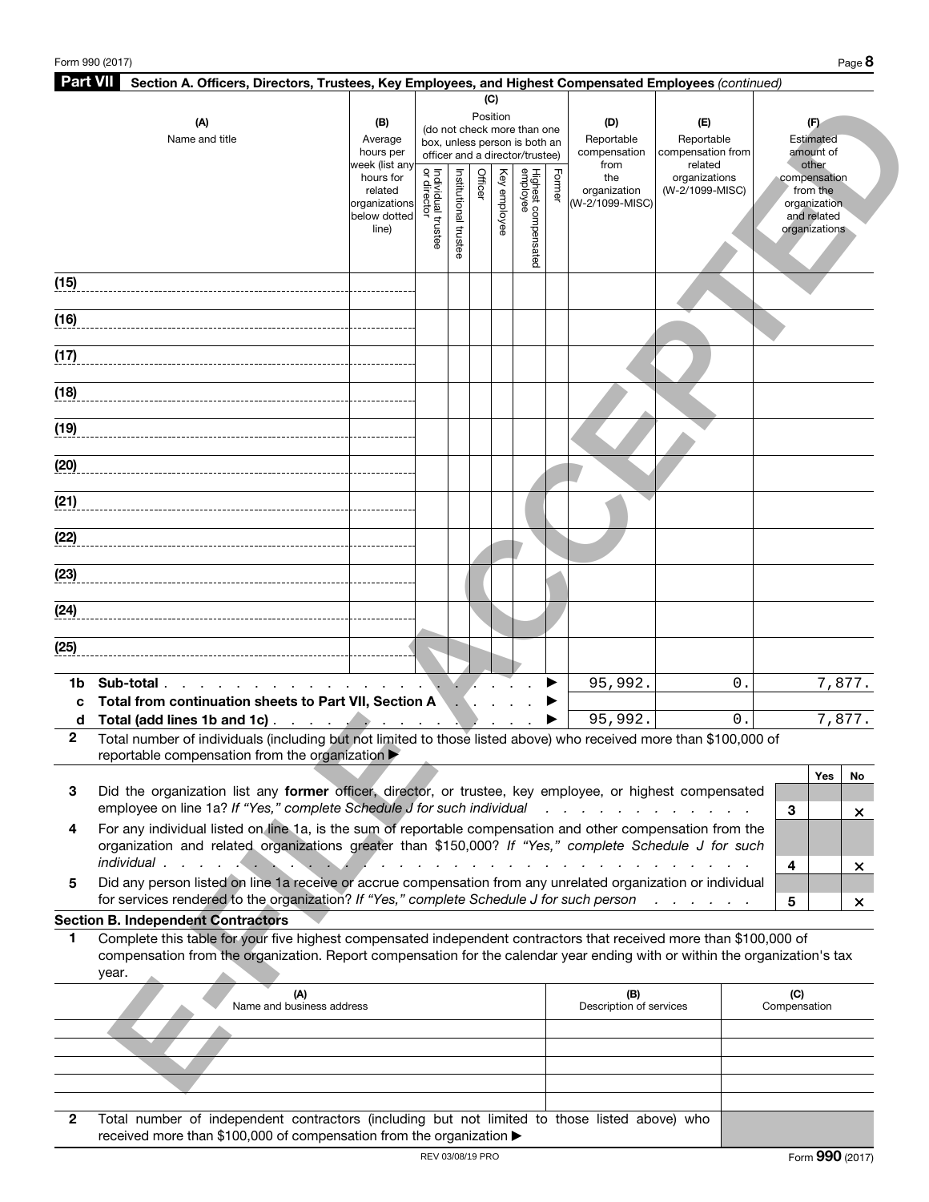## Part VII Section A. Officers, Directors, Trustees, Key Employees, and Highest Compensated Employees *(continued)*

| (A) Name and title | (B) Average hours per week (list any hours for related organizations below dotted line) | (C) Position (do not check more than one box, unless person is both an officer and a director/trustee) Individual trustee or director | Institutional trustee | Officer | Key employee | Highest compensated employee | Former | (D) Reportable compensation from the organization (W-2/1099-MISC) | (E) Reportable compensation from related organizations (W-2/1099-MISC) | (F) Estimated amount of other compensation from the organization and related organizations |
|---|---|---|---|---|---|---|---|---|---|---|
| (15) | | | | | | | | | | |
| (16) | | | | | | | | | | |
| (17) | | | | | | | | | | |
| (18) | | | | | | | | | | |
| (19) | | | | | | | | | | |
| (20) | | | | | | | | | | |
| (21) | | | | | | | | | | |
| (22) | | | | | | | | | | |
| (23) | | | | | | | | | | |
| (24) | | | | | | | | | | |
| (25) | | | | | | | | | | |

| | | (D) | (E) | (F) |
|---|---|---|---|---|
| 1b | Sub-total ▶ | 95,992. | 0. | 7,877. |
| c | Total from continuation sheets to Part VII, Section A ▶ | | | |
| d | Total (add lines 1b and 1c) ▶ | 95,992. | 0. | 7,877. |

**2** Total number of individuals (including but not limited to those listed above) who received more than $100,000 of reportable compensation from the organization ▶

| | | | Yes | No |
|---|---|---|---|---|
| 3 | Did the organization list any **former** officer, director, or trustee, key employee, or highest compensated employee on line 1a? *If "Yes," complete Schedule J for such individual* | 3 | | × |
| 4 | For any individual listed on line 1a, is the sum of reportable compensation and other compensation from the organization and related organizations greater than $150,000? *If "Yes," complete Schedule J for such individual* | 4 | | × |
| 5 | Did any person listed on line 1a receive or accrue compensation from any unrelated organization or individual for services rendered to the organization? *If "Yes," complete Schedule J for such person* | 5 | | × |

### Section B. Independent Contractors

**1** Complete this table for your five highest compensated independent contractors that received more than $100,000 of compensation from the organization. Report compensation for the calendar year ending with or within the organization's tax year.

| (A) Name and business address | (B) Description of services | (C) Compensation |
|---|---|---|
| | | |
| | | |
| | | |
| | | |
| | | |

**2** Total number of independent contractors (including but not limited to those listed above) who received more than $100,000 of compensation from the organization ▶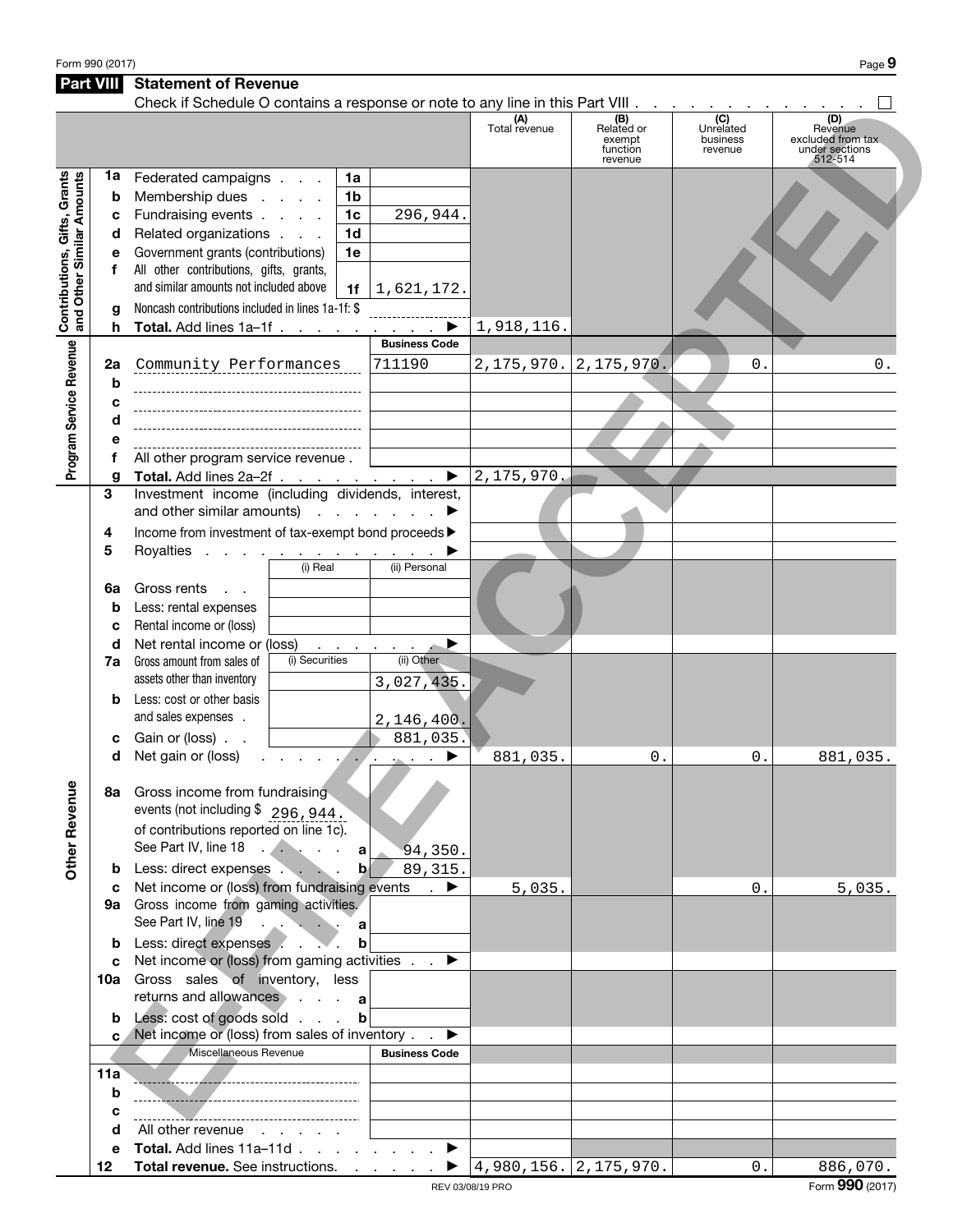## Part VIII Statement of Revenue

Check if Schedule O contains a response or note to any line in this Part VIII . . . . . . . . . . . . . ☐

| | | | | (A) Total revenue | (B) Related or exempt function revenue | (C) Unrelated business revenue | (D) Revenue excluded from tax under sections 512-514 |
|---|---|---|---|---|---|---|---|
| **Contributions, Gifts, Grants and Other Similar Amounts** | 1a | Federated campaigns . . . 1a | | | | | |
| | b | Membership dues . . . . 1b | | | | | |
| | c | Fundraising events . . . . 1c | 296,944. | | | | |
| | d | Related organizations . . . 1d | | | | | |
| | e | Government grants (contributions) 1e | | | | | |
| | f | All other contributions, gifts, grants, and similar amounts not included above 1f | 1,621,172. | | | | |
| | g | Noncash contributions included in lines 1a-1f: $ | | | | | |
| | h | **Total.** Add lines 1a–1f . . . . . . . . ▶ | | 1,918,116. | | | |
| **Program Service Revenue** | | | Business Code | | | | |
| | 2a | Community Performances | 711190 | 2,175,970. | 2,175,970. | 0. | 0. |
| | b | | | | | | |
| | c | | | | | | |
| | d | | | | | | |
| | e | | | | | | |
| | f | All other program service revenue . | | | | | |
| | g | **Total.** Add lines 2a–2f . . . . . . . . ▶ | | 2,175,970. | | | |
| **Other Revenue** | 3 | Investment income (including dividends, interest, and other similar amounts) . . . . . . . ▶ | | | | | |
| | 4 | Income from investment of tax-exempt bond proceeds ▶ | | | | | |
| | 5 | Royalties . . . . . . . . . . . . . ▶ | | | | | |
| | | (i) Real | (ii) Personal | | | | |
| | 6a | Gross rents . . | | | | | |
| | b | Less: rental expenses | | | | | |
| | c | Rental income or (loss) | | | | | |
| | d | Net rental income or (loss) . . . . . . ▶ | | | | | |
| | 7a | Gross amount from sales of assets other than inventory — (i) Securities | (ii) Other 3,027,435. | | | | |
| | b | Less: cost or other basis and sales expenses . | 2,146,400. | | | | |
| | c | Gain or (loss) . . | 881,035. | | | | |
| | d | Net gain or (loss) . . . . . . . . . ▶ | | 881,035. | 0. | 0. | 881,035. |
| | 8a | Gross income from fundraising events (not including $ 296,944. of contributions reported on line 1c). See Part IV, line 18 . . . . . . a | 94,350. | | | | |
| | b | Less: direct expenses . . . . b | 89,315. | | | | |
| | c | Net income or (loss) from fundraising events . ▶ | | 5,035. | | 0. | 5,035. |
| | 9a | Gross income from gaming activities. See Part IV, line 19 . . . . . . a | | | | | |
| | b | Less: direct expenses . . . . b | | | | | |
| | c | Net income or (loss) from gaming activities . . ▶ | | | | | |
| | 10a | Gross sales of inventory, less returns and allowances . . . . a | | | | | |
| | b | Less: cost of goods sold . . . . b | | | | | |
| | c | Net income or (loss) from sales of inventory . . ▶ | | | | | |
| | | Miscellaneous Revenue | Business Code | | | | |
| | 11a | | | | | | |
| | b | | | | | | |
| | c | | | | | | |
| | d | All other revenue . . . . . | | | | | |
| | e | **Total.** Add lines 11a–11d . . . . . . . . ▶ | | | | | |
| | 12 | **Total revenue.** See instructions. . . . . . ▶ | | 4,980,156. | 2,175,970. | 0. | 886,070. |

REV 03/08/19 PRO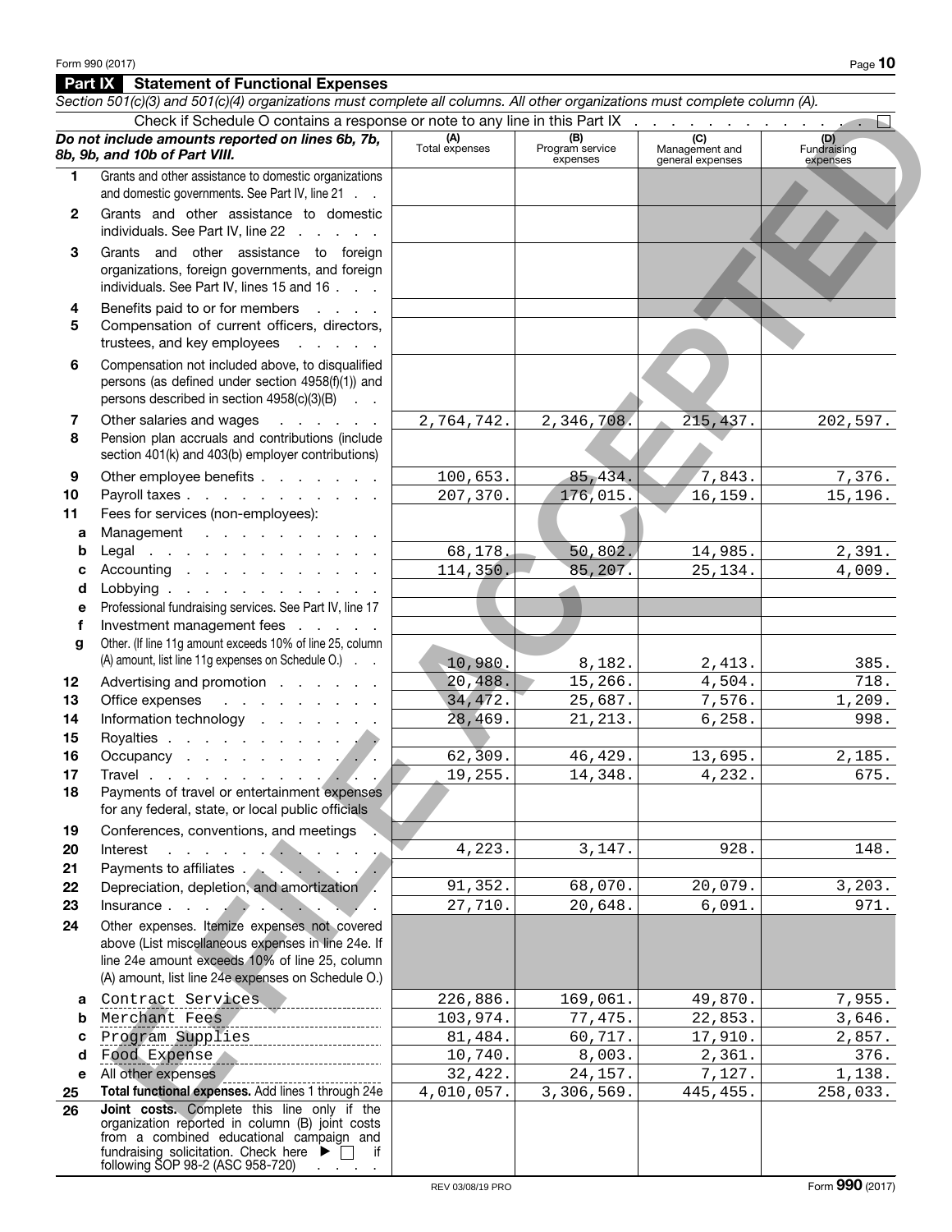## Part IX Statement of Functional Expenses

*Section 501(c)(3) and 501(c)(4) organizations must complete all columns. All other organizations must complete column (A).*

Check if Schedule O contains a response or note to any line in this Part IX . . . . . . . . . . . . . ☐

| | *Do not include amounts reported on lines 6b, 7b, 8b, 9b, and 10b of Part VIII.* | (A) Total expenses | (B) Program service expenses | (C) Management and general expenses | (D) Fundraising expenses |
|---|---|---|---|---|---|
| 1 | Grants and other assistance to domestic organizations and domestic governments. See Part IV, line 21 | | | | |
| 2 | Grants and other assistance to domestic individuals. See Part IV, line 22 | | | | |
| 3 | Grants and other assistance to foreign organizations, foreign governments, and foreign individuals. See Part IV, lines 15 and 16 | | | | |
| 4 | Benefits paid to or for members | | | | |
| 5 | Compensation of current officers, directors, trustees, and key employees | | | | |
| 6 | Compensation not included above, to disqualified persons (as defined under section 4958(f)(1)) and persons described in section 4958(c)(3)(B) | | | | |
| 7 | Other salaries and wages | 2,764,742. | 2,346,708. | 215,437. | 202,597. |
| 8 | Pension plan accruals and contributions (include section 401(k) and 403(b) employer contributions) | | | | |
| 9 | Other employee benefits | 100,653. | 85,434. | 7,843. | 7,376. |
| 10 | Payroll taxes | 207,370. | 176,015. | 16,159. | 15,196. |
| 11 | Fees for services (non-employees): | | | | |
| a | Management | | | | |
| b | Legal | 68,178. | 50,802. | 14,985. | 2,391. |
| c | Accounting | 114,350. | 85,207. | 25,134. | 4,009. |
| d | Lobbying | | | | |
| e | Professional fundraising services. See Part IV, line 17 | | | | |
| f | Investment management fees | | | | |
| g | Other. (If line 11g amount exceeds 10% of line 25, column (A) amount, list line 11g expenses on Schedule O.) | 10,980. | 8,182. | 2,413. | 385. |
| 12 | Advertising and promotion | 20,488. | 15,266. | 4,504. | 718. |
| 13 | Office expenses | 34,472. | 25,687. | 7,576. | 1,209. |
| 14 | Information technology | 28,469. | 21,213. | 6,258. | 998. |
| 15 | Royalties | | | | |
| 16 | Occupancy | 62,309. | 46,429. | 13,695. | 2,185. |
| 17 | Travel | 19,255. | 14,348. | 4,232. | 675. |
| 18 | Payments of travel or entertainment expenses for any federal, state, or local public officials | | | | |
| 19 | Conferences, conventions, and meetings | | | | |
| 20 | Interest | 4,223. | 3,147. | 928. | 148. |
| 21 | Payments to affiliates | | | | |
| 22 | Depreciation, depletion, and amortization | 91,352. | 68,070. | 20,079. | 3,203. |
| 23 | Insurance | 27,710. | 20,648. | 6,091. | 971. |
| 24 | Other expenses. Itemize expenses not covered above (List miscellaneous expenses in line 24e. If line 24e amount exceeds 10% of line 25, column (A) amount, list line 24e expenses on Schedule O.) | | | | |
| a | Contract Services | 226,886. | 169,061. | 49,870. | 7,955. |
| b | Merchant Fees | 103,974. | 77,475. | 22,853. | 3,646. |
| c | Program Supplies | 81,484. | 60,717. | 17,910. | 2,857. |
| d | Food Expense | 10,740. | 8,003. | 2,361. | 376. |
| e | All other expenses | 32,422. | 24,157. | 7,127. | 1,138. |
| 25 | **Total functional expenses.** Add lines 1 through 24e | 4,010,057. | 3,306,569. | 445,455. | 258,033. |
| 26 | **Joint costs.** Complete this line only if the organization reported in column (B) joint costs from a combined educational campaign and fundraising solicitation. Check here ▶ ☐ if following SOP 98-2 (ASC 958-720) | | | | |

REV 03/08/19 PRO

Form **990** (2017)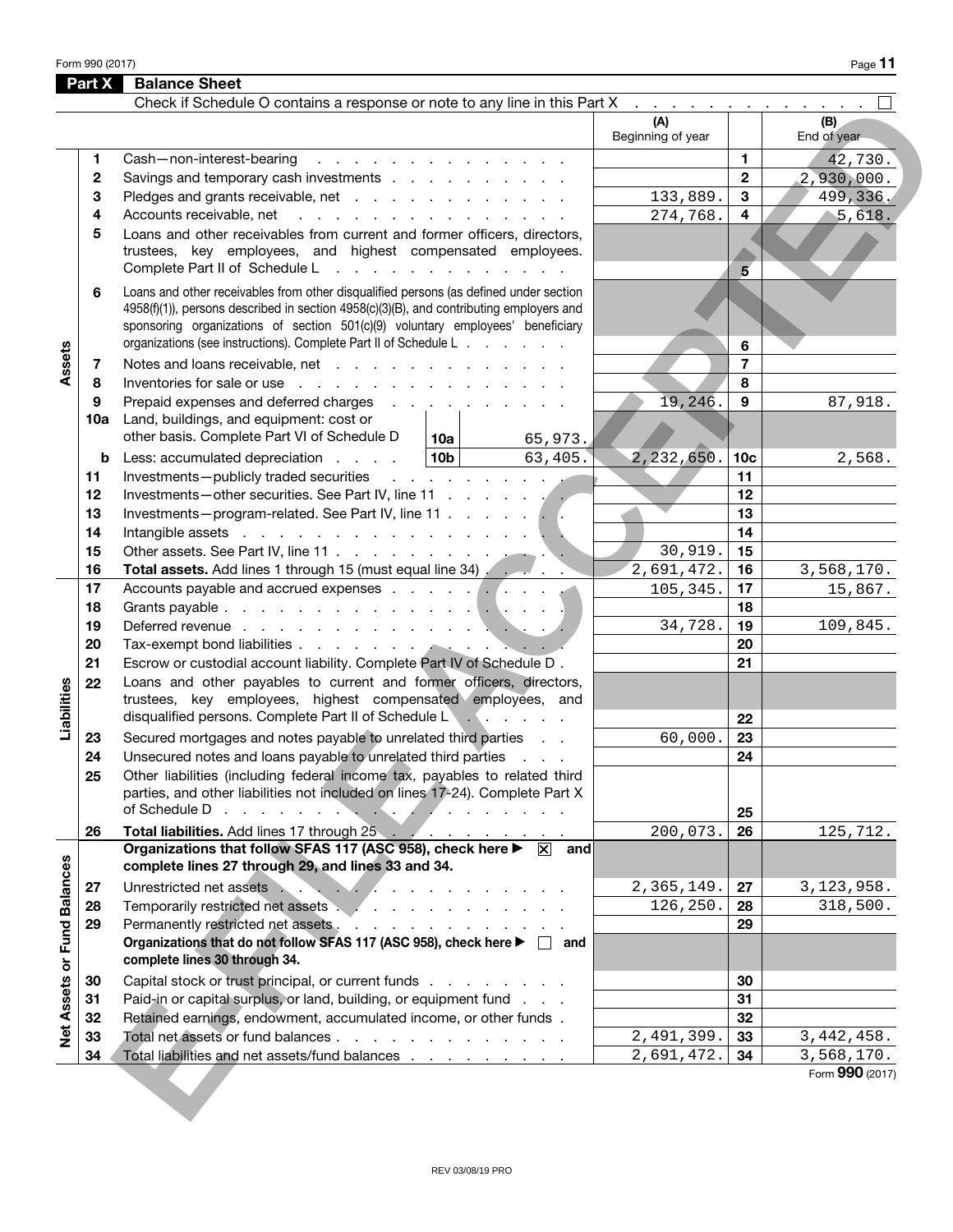Form 990 (2017)

## Part X Balance Sheet

Check if Schedule O contains a response or note to any line in this Part X . . . . . . . . . . . . . ☐

| Section | Line | Description | | | (A) Beginning of year | | (B) End of year |
|---|---|---|---|---|---|---|---|
| Assets | 1 | Cash—non-interest-bearing | | | | 1 | 42,730. |
| | 2 | Savings and temporary cash investments | | | | 2 | 2,930,000. |
| | 3 | Pledges and grants receivable, net | | | 133,889. | 3 | 499,336. |
| | 4 | Accounts receivable, net | | | 274,768. | 4 | 5,618. |
| | 5 | Loans and other receivables from current and former officers, directors, trustees, key employees, and highest compensated employees. Complete Part II of Schedule L | | | | 5 | |
| | 6 | Loans and other receivables from other disqualified persons (as defined under section 4958(f)(1)), persons described in section 4958(c)(3)(B), and contributing employers and sponsoring organizations of section 501(c)(9) voluntary employees' beneficiary organizations (see instructions). Complete Part II of Schedule L | | | | 6 | |
| | 7 | Notes and loans receivable, net | | | | 7 | |
| | 8 | Inventories for sale or use | | | | 8 | |
| | 9 | Prepaid expenses and deferred charges | | | 19,246. | 9 | 87,918. |
| | 10a | Land, buildings, and equipment: cost or other basis. Complete Part VI of Schedule D | 10a | 65,973. | | | |
| | b | Less: accumulated depreciation | 10b | 63,405. | 2,232,650. | 10c | 2,568. |
| | 11 | Investments—publicly traded securities | | | | 11 | |
| | 12 | Investments—other securities. See Part IV, line 11 | | | | 12 | |
| | 13 | Investments—program-related. See Part IV, line 11 | | | | 13 | |
| | 14 | Intangible assets | | | | 14 | |
| | 15 | Other assets. See Part IV, line 11 | | | 30,919. | 15 | |
| | 16 | **Total assets.** Add lines 1 through 15 (must equal line 34) | | | 2,691,472. | 16 | 3,568,170. |
| Liabilities | 17 | Accounts payable and accrued expenses | | | 105,345. | 17 | 15,867. |
| | 18 | Grants payable | | | | 18 | |
| | 19 | Deferred revenue | | | 34,728. | 19 | 109,845. |
| | 20 | Tax-exempt bond liabilities | | | | 20 | |
| | 21 | Escrow or custodial account liability. Complete Part IV of Schedule D | | | | 21 | |
| | 22 | Loans and other payables to current and former officers, directors, trustees, key employees, highest compensated employees, and disqualified persons. Complete Part II of Schedule L | | | | 22 | |
| | 23 | Secured mortgages and notes payable to unrelated third parties | | | 60,000. | 23 | |
| | 24 | Unsecured notes and loans payable to unrelated third parties | | | | 24 | |
| | 25 | Other liabilities (including federal income tax, payables to related third parties, and other liabilities not included on lines 17-24). Complete Part X of Schedule D | | | | 25 | |
| | 26 | **Total liabilities.** Add lines 17 through 25 | | | 200,073. | 26 | 125,712. |
| Net Assets or Fund Balances | | **Organizations that follow SFAS 117 (ASC 958), check here ▶ ☒ and complete lines 27 through 29, and lines 33 and 34.** | | | | | |
| | 27 | Unrestricted net assets | | | 2,365,149. | 27 | 3,123,958. |
| | 28 | Temporarily restricted net assets | | | 126,250. | 28 | 318,500. |
| | 29 | Permanently restricted net assets | | | | 29 | |
| | | **Organizations that do not follow SFAS 117 (ASC 958), check here ▶ ☐ and complete lines 30 through 34.** | | | | | |
| | 30 | Capital stock or trust principal, or current funds | | | | 30 | |
| | 31 | Paid-in or capital surplus, or land, building, or equipment fund | | | | 31 | |
| | 32 | Retained earnings, endowment, accumulated income, or other funds | | | | 32 | |
| | 33 | Total net assets or fund balances | | | 2,491,399. | 33 | 3,442,458. |
| | 34 | Total liabilities and net assets/fund balances | | | 2,691,472. | 34 | 3,568,170. |

Form **990** (2017)

REV 03/08/19 PRO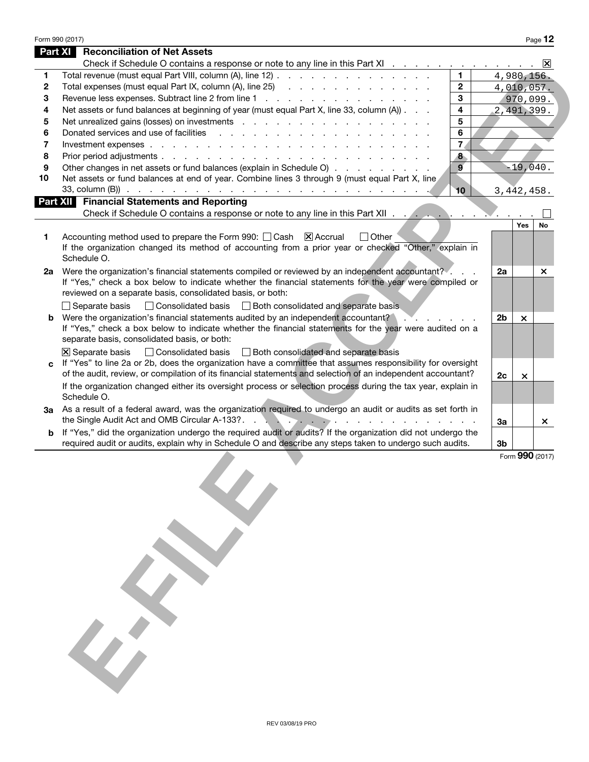Form 990 (2017)

## Part XI Reconciliation of Net Assets

Check if Schedule O contains a response or note to any line in this Part XI . . . . . . . . . . . . . . ☒

| | | | |
|---|---|---|---|
| 1 | Total revenue (must equal Part VIII, column (A), line 12) | 1 | 4,980,156. |
| 2 | Total expenses (must equal Part IX, column (A), line 25) | 2 | 4,010,057. |
| 3 | Revenue less expenses. Subtract line 2 from line 1 | 3 | 970,099. |
| 4 | Net assets or fund balances at beginning of year (must equal Part X, line 33, column (A)) | 4 | 2,491,399. |
| 5 | Net unrealized gains (losses) on investments | 5 | |
| 6 | Donated services and use of facilities | 6 | |
| 7 | Investment expenses | 7 | |
| 8 | Prior period adjustments | 8 | |
| 9 | Other changes in net assets or fund balances (explain in Schedule O) | 9 | -19,040. |
| 10 | Net assets or fund balances at end of year. Combine lines 3 through 9 (must equal Part X, line 33, column (B)) | 10 | 3,442,458. |

## Part XII Financial Statements and Reporting

Check if Schedule O contains a response or note to any line in this Part XII . . . . . . . . . . . . . ☐

| | | | Yes | No |
|---|---|---|---|---|
| 1 | Accounting method used to prepare the Form 990: ☐ Cash ☒ Accrual ☐ Other<br>If the organization changed its method of accounting from a prior year or checked "Other," explain in Schedule O. | | | |
| 2a | Were the organization's financial statements compiled or reviewed by an independent accountant?<br>If "Yes," check a box below to indicate whether the financial statements for the year were compiled or reviewed on a separate basis, consolidated basis, or both:<br>☐ Separate basis ☐ Consolidated basis ☐ Both consolidated and separate basis | 2a | | X |
| b | Were the organization's financial statements audited by an independent accountant?<br>If "Yes," check a box below to indicate whether the financial statements for the year were audited on a separate basis, consolidated basis, or both:<br>☒ Separate basis ☐ Consolidated basis ☐ Both consolidated and separate basis | 2b | X | |
| c | If "Yes" to line 2a or 2b, does the organization have a committee that assumes responsibility for oversight of the audit, review, or compilation of its financial statements and selection of an independent accountant?<br>If the organization changed either its oversight process or selection process during the tax year, explain in Schedule O. | 2c | X | |
| 3a | As a result of a federal award, was the organization required to undergo an audit or audits as set forth in the Single Audit Act and OMB Circular A-133? | 3a | | X |
| b | If "Yes," did the organization undergo the required audit or audits? If the organization did not undergo the required audit or audits, explain why in Schedule O and describe any steps taken to undergo such audits. | 3b | | |

Form 990 (2017)

REV 03/08/19 PRO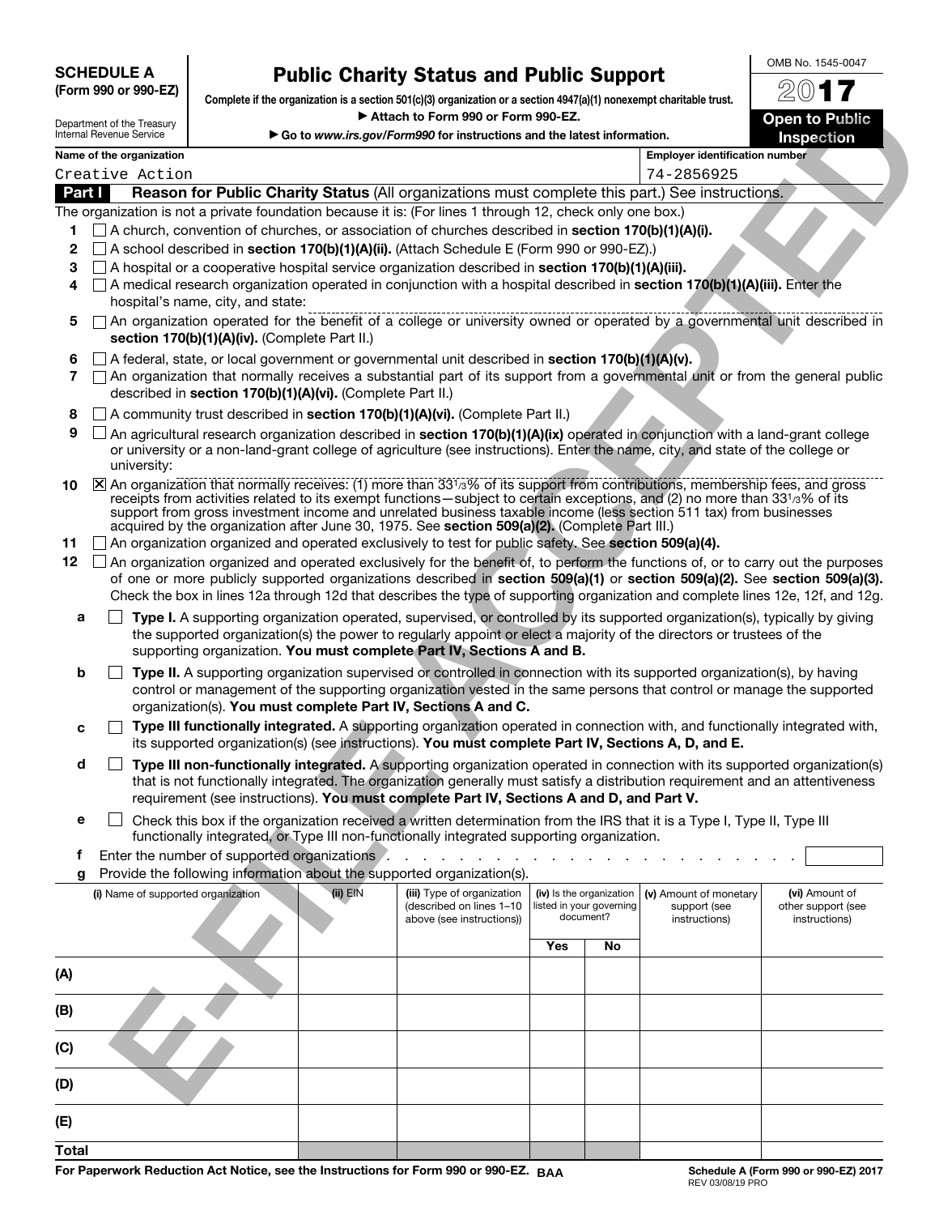**SCHEDULE A**
**(Form 990 or 990-EZ)**

Department of the Treasury
Internal Revenue Service

# Public Charity Status and Public Support

**Complete if the organization is a section 501(c)(3) organization or a section 4947(a)(1) nonexempt charitable trust.**
**► Attach to Form 990 or Form 990-EZ.**
**► Go to *www.irs.gov/Form990* for instructions and the latest information.**

OMB No. 1545-0047

**2017**

**Open to Public Inspection**

| Name of the organization | Employer identification number |
|---|---|
| Creative Action | 74-2856925 |

**Part I** **Reason for Public Charity Status** (All organizations must complete this part.) See instructions.

The organization is not a private foundation because it is: (For lines 1 through 12, check only one box.)

1 ☐ A church, convention of churches, or association of churches described in **section 170(b)(1)(A)(i).**

2 ☐ A school described in **section 170(b)(1)(A)(ii).** (Attach Schedule E (Form 990 or 990-EZ).)

3 ☐ A hospital or a cooperative hospital service organization described in **section 170(b)(1)(A)(iii).**

4 ☐ A medical research organization operated in conjunction with a hospital described in **section 170(b)(1)(A)(iii).** Enter the hospital's name, city, and state:

5 ☐ An organization operated for the benefit of a college or university owned or operated by a governmental unit described in **section 170(b)(1)(A)(iv).** (Complete Part II.)

6 ☐ A federal, state, or local government or governmental unit described in **section 170(b)(1)(A)(v).**

7 ☐ An organization that normally receives a substantial part of its support from a governmental unit or from the general public described in **section 170(b)(1)(A)(vi).** (Complete Part II.)

8 ☐ A community trust described in **section 170(b)(1)(A)(vi).** (Complete Part II.)

9 ☐ An agricultural research organization described in **section 170(b)(1)(A)(ix)** operated in conjunction with a land-grant college or university or a non-land-grant college of agriculture (see instructions). Enter the name, city, and state of the college or university:

10 ☒ An organization that normally receives: (1) more than 33 1/3% of its support from contributions, membership fees, and gross receipts from activities related to its exempt functions—subject to certain exceptions, and (2) no more than 33 1/3% of its support from gross investment income and unrelated business taxable income (less section 511 tax) from businesses acquired by the organization after June 30, 1975. See **section 509(a)(2).** (Complete Part III.)

11 ☐ An organization organized and operated exclusively to test for public safety. See **section 509(a)(4).**

12 ☐ An organization organized and operated exclusively for the benefit of, to perform the functions of, or to carry out the purposes of one or more publicly supported organizations described in **section 509(a)(1)** or **section 509(a)(2).** See **section 509(a)(3).** Check the box in lines 12a through 12d that describes the type of supporting organization and complete lines 12e, 12f, and 12g.

a ☐ **Type I.** A supporting organization operated, supervised, or controlled by its supported organization(s), typically by giving the supported organization(s) the power to regularly appoint or elect a majority of the directors or trustees of the supporting organization. **You must complete Part IV, Sections A and B.**

b ☐ **Type II.** A supporting organization supervised or controlled in connection with its supported organization(s), by having control or management of the supporting organization vested in the same persons that control or manage the supported organization(s). **You must complete Part IV, Sections A and C.**

c ☐ **Type III functionally integrated.** A supporting organization operated in connection with, and functionally integrated with, its supported organization(s) (see instructions). **You must complete Part IV, Sections A, D, and E.**

d ☐ **Type III non-functionally integrated.** A supporting organization operated in connection with its supported organization(s) that is not functionally integrated. The organization generally must satisfy a distribution requirement and an attentiveness requirement (see instructions). **You must complete Part IV, Sections A and D, and Part V.**

e ☐ Check this box if the organization received a written determination from the IRS that it is a Type I, Type II, Type III functionally integrated, or Type III non-functionally integrated supporting organization.

f Enter the number of supported organizations

g Provide the following information about the supported organization(s).

| | (i) Name of supported organization | (ii) EIN | (iii) Type of organization (described on lines 1–10 above (see instructions)) | (iv) Is the organization listed in your governing document? Yes | No | (v) Amount of monetary support (see instructions) | (vi) Amount of other support (see instructions) |
|---|---|---|---|---|---|---|---|
| (A) | | | | | | | |
| (B) | | | | | | | |
| (C) | | | | | | | |
| (D) | | | | | | | |
| (E) | | | | | | | |
| Total | | | | | | | |

**For Paperwork Reduction Act Notice, see the Instructions for Form 990 or 990-EZ.** BAA

**Schedule A (Form 990 or 990-EZ) 2017**
REV 03/08/19 PRO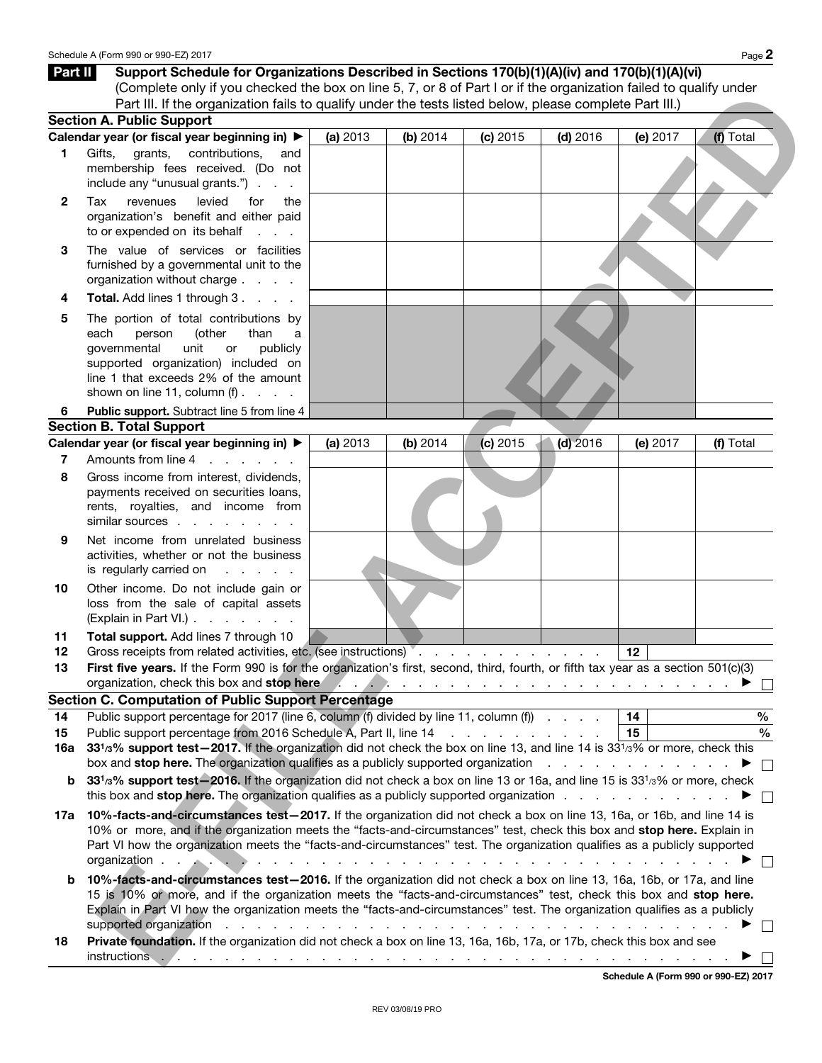## Part II Support Schedule for Organizations Described in Sections 170(b)(1)(A)(iv) and 170(b)(1)(A)(vi)

(Complete only if you checked the box on line 5, 7, or 8 of Part I or if the organization failed to qualify under Part III. If the organization fails to qualify under the tests listed below, please complete Part III.)

### Section A. Public Support

| Calendar year (or fiscal year beginning in) ▶ | (a) 2013 | (b) 2014 | (c) 2015 | (d) 2016 | (e) 2017 | (f) Total |
|---|---|---|---|---|---|---|
| **1** Gifts, grants, contributions, and membership fees received. (Do not include any "unusual grants.") | | | | | | |
| **2** Tax revenues levied for the organization's benefit and either paid to or expended on its behalf | | | | | | |
| **3** The value of services or facilities furnished by a governmental unit to the organization without charge | | | | | | |
| **4** **Total.** Add lines 1 through 3 | | | | | | |
| **5** The portion of total contributions by each person (other than a governmental unit or publicly supported organization) included on line 1 that exceeds 2% of the amount shown on line 11, column (f) | | | | | | |
| **6** **Public support.** Subtract line 5 from line 4 | | | | | | |

### Section B. Total Support

| Calendar year (or fiscal year beginning in) ▶ | (a) 2013 | (b) 2014 | (c) 2015 | (d) 2016 | (e) 2017 | (f) Total |
|---|---|---|---|---|---|---|
| **7** Amounts from line 4 | | | | | | |
| **8** Gross income from interest, dividends, payments received on securities loans, rents, royalties, and income from similar sources | | | | | | |
| **9** Net income from unrelated business activities, whether or not the business is regularly carried on | | | | | | |
| **10** Other income. Do not include gain or loss from the sale of capital assets (Explain in Part VI.) | | | | | | |
| **11** **Total support.** Add lines 7 through 10 | | | | | | |

**12** Gross receipts from related activities, etc. (see instructions) . . . **12**

**13** **First five years.** If the Form 990 is for the organization's first, second, third, fourth, or fifth tax year as a section 501(c)(3) organization, check this box and **stop here** . . . ▶ ☐

### Section C. Computation of Public Support Percentage

**14** Public support percentage for 2017 (line 6, column (f) divided by line 11, column (f)) . . . **14** %

**15** Public support percentage from 2016 Schedule A, Part II, line 14 . . . **15** %

**16a** **33 1/3% support test—2017.** If the organization did not check the box on line 13, and line 14 is 33 1/3% or more, check this box and **stop here.** The organization qualifies as a publicly supported organization . . . ▶ ☐

**b** **33 1/3% support test—2016.** If the organization did not check a box on line 13 or 16a, and line 15 is 33 1/3% or more, check this box and **stop here.** The organization qualifies as a publicly supported organization . . . ▶ ☐

**17a** **10%-facts-and-circumstances test—2017.** If the organization did not check a box on line 13, 16a, or 16b, and line 14 is 10% or more, and if the organization meets the "facts-and-circumstances" test, check this box and **stop here.** Explain in Part VI how the organization meets the "facts-and-circumstances" test. The organization qualifies as a publicly supported organization . . . ▶ ☐

**b** **10%-facts-and-circumstances test—2016.** If the organization did not check a box on line 13, 16a, 16b, or 17a, and line 15 is 10% or more, and if the organization meets the "facts-and-circumstances" test, check this box and **stop here.** Explain in Part VI how the organization meets the "facts-and-circumstances" test. The organization qualifies as a publicly supported organization . . . ▶ ☐

**18** **Private foundation.** If the organization did not check a box on line 13, 16a, 16b, 17a, or 17b, check this box and see instructions . . . ▶ ☐

**Schedule A (Form 990 or 990-EZ) 2017**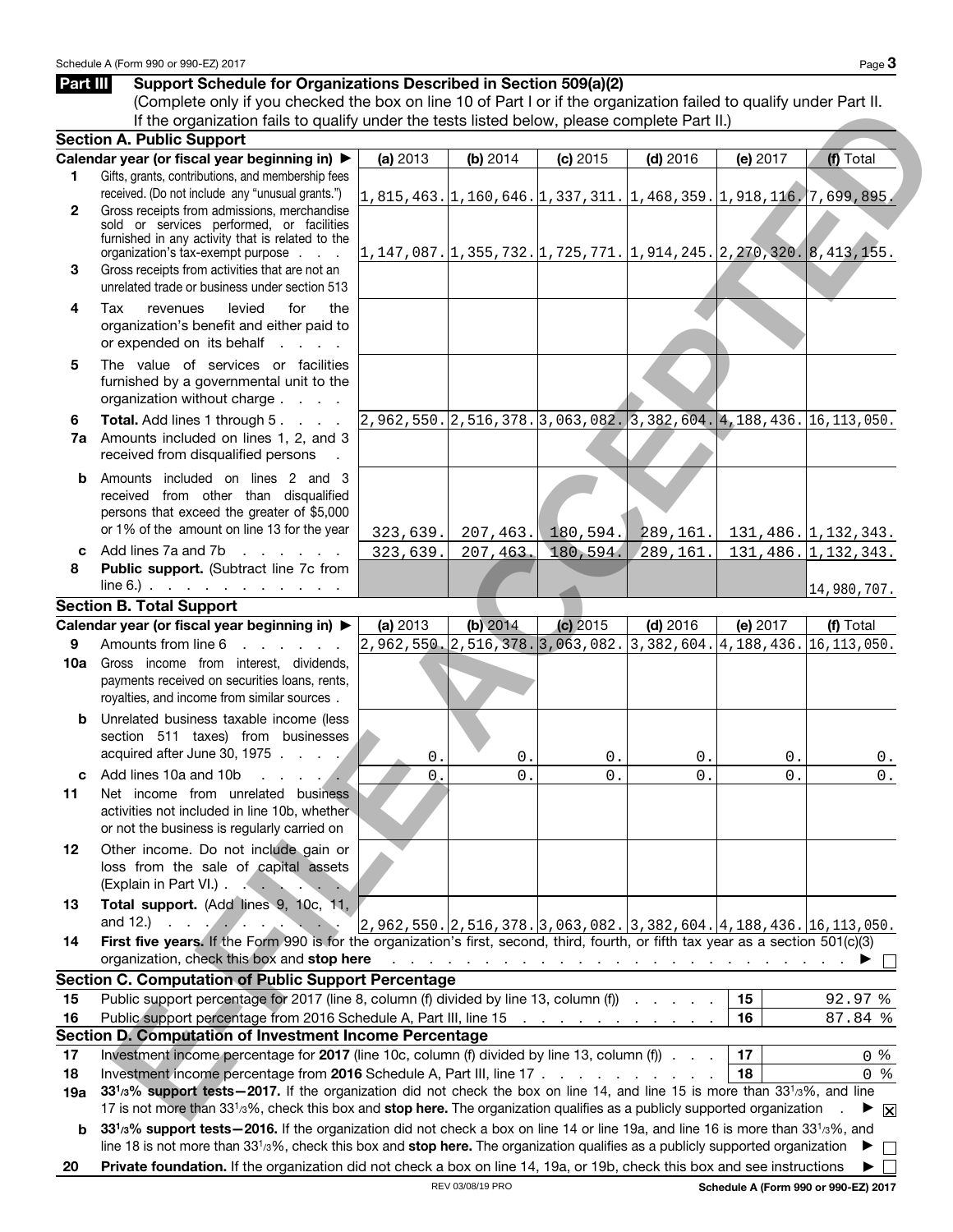**Part III — Support Schedule for Organizations Described in Section 509(a)(2)**

(Complete only if you checked the box on line 10 of Part I or if the organization failed to qualify under Part II. If the organization fails to qualify under the tests listed below, please complete Part II.)

**Section A. Public Support**

| | Calendar year (or fiscal year beginning in) ▶ | (a) 2013 | (b) 2014 | (c) 2015 | (d) 2016 | (e) 2017 | (f) Total |
|---|---|---|---|---|---|---|---|
| 1 | Gifts, grants, contributions, and membership fees received. (Do not include any "unusual grants.") | 1,815,463. | 1,160,646. | 1,337,311. | 1,468,359. | 1,918,116. | 7,699,895. |
| 2 | Gross receipts from admissions, merchandise sold or services performed, or facilities furnished in any activity that is related to the organization's tax-exempt purpose | 1,147,087. | 1,355,732. | 1,725,771. | 1,914,245. | 2,270,320. | 8,413,155. |
| 3 | Gross receipts from activities that are not an unrelated trade or business under section 513 | | | | | | |
| 4 | Tax revenues levied for the organization's benefit and either paid to or expended on its behalf | | | | | | |
| 5 | The value of services or facilities furnished by a governmental unit to the organization without charge | | | | | | |
| 6 | **Total.** Add lines 1 through 5 | 2,962,550. | 2,516,378. | 3,063,082. | 3,382,604. | 4,188,436. | 16,113,050. |
| 7a | Amounts included on lines 1, 2, and 3 received from disqualified persons | | | | | | |
| b | Amounts included on lines 2 and 3 received from other than disqualified persons that exceed the greater of $5,000 or 1% of the amount on line 13 for the year | 323,639. | 207,463. | 180,594. | 289,161. | 131,486. | 1,132,343. |
| c | Add lines 7a and 7b | 323,639. | 207,463. | 180,594. | 289,161. | 131,486. | 1,132,343. |
| 8 | **Public support.** (Subtract line 7c from line 6.) | | | | | | 14,980,707. |

**Section B. Total Support**

| | Calendar year (or fiscal year beginning in) ▶ | (a) 2013 | (b) 2014 | (c) 2015 | (d) 2016 | (e) 2017 | (f) Total |
|---|---|---|---|---|---|---|---|
| 9 | Amounts from line 6 | 2,962,550. | 2,516,378. | 3,063,082. | 3,382,604. | 4,188,436. | 16,113,050. |
| 10a | Gross income from interest, dividends, payments received on securities loans, rents, royalties, and income from similar sources | | | | | | |
| b | Unrelated business taxable income (less section 511 taxes) from businesses acquired after June 30, 1975 | 0. | 0. | 0. | 0. | 0. | 0. |
| c | Add lines 10a and 10b | 0. | 0. | 0. | 0. | 0. | 0. |
| 11 | Net income from unrelated business activities not included in line 10b, whether or not the business is regularly carried on | | | | | | |
| 12 | Other income. Do not include gain or loss from the sale of capital assets (Explain in Part VI.) | | | | | | |
| 13 | **Total support.** (Add lines 9, 10c, 11, and 12.) | 2,962,550. | 2,516,378. | 3,063,082. | 3,382,604. | 4,188,436. | 16,113,050. |

14 **First five years.** If the Form 990 is for the organization's first, second, third, fourth, or fifth tax year as a section 501(c)(3) organization, check this box and **stop here** ▶ ☐

**Section C. Computation of Public Support Percentage**

| | | | |
|---|---|---|---|
| 15 | Public support percentage for 2017 (line 8, column (f) divided by line 13, column (f)) | 15 | 92.97 % |
| 16 | Public support percentage from 2016 Schedule A, Part III, line 15 | 16 | 87.84 % |

**Section D. Computation of Investment Income Percentage**

| | | | |
|---|---|---|---|
| 17 | Investment income percentage for **2017** (line 10c, column (f) divided by line 13, column (f)) | 17 | 0 % |
| 18 | Investment income percentage from **2016** Schedule A, Part III, line 17 | 18 | 0 % |

19a **33 1/3% support tests—2017.** If the organization did not check the box on line 14, and line 15 is more than 33 1/3%, and line 17 is not more than 33 1/3%, check this box and **stop here.** The organization qualifies as a publicly supported organization ▶ ☒

b **33 1/3% support tests—2016.** If the organization did not check a box on line 14 or line 19a, and line 16 is more than 33 1/3%, and line 18 is not more than 33 1/3%, check this box and **stop here.** The organization qualifies as a publicly supported organization ▶ ☐

20 **Private foundation.** If the organization did not check a box on line 14, 19a, or 19b, check this box and see instructions ▶ ☐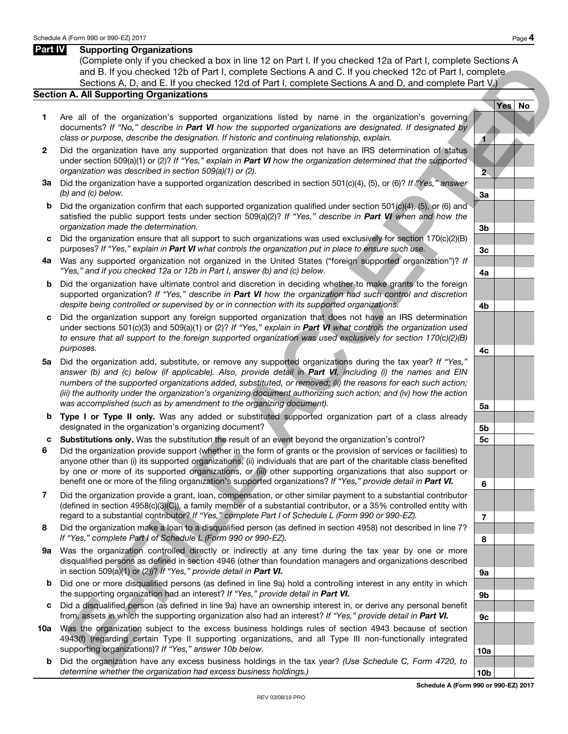## Part IV Supporting Organizations

(Complete only if you checked a box in line 12 on Part I. If you checked 12a of Part I, complete Sections A and B. If you checked 12b of Part I, complete Sections A and C. If you checked 12c of Part I, complete Sections A, D, and E. If you checked 12d of Part I, complete Sections A and D, and complete Part V.)

### Section A. All Supporting Organizations

| | | | Yes | No |
|---|---|---|---|---|
| **1** | Are all of the organization's supported organizations listed by name in the organization's governing documents? *If "No," describe in* ***Part VI*** *how the supported organizations are designated. If designated by class or purpose, describe the designation. If historic and continuing relationship, explain.* | 1 | | |
| **2** | Did the organization have any supported organization that does not have an IRS determination of status under section 509(a)(1) or (2)? *If "Yes," explain in* ***Part VI*** *how the organization determined that the supported organization was described in section 509(a)(1) or (2).* | 2 | | |
| **3a** | Did the organization have a supported organization described in section 501(c)(4), (5), or (6)? *If "Yes," answer (b) and (c) below.* | 3a | | |
| **b** | Did the organization confirm that each supported organization qualified under section 501(c)(4), (5), or (6) and satisfied the public support tests under section 509(a)(2)? *If "Yes," describe in* ***Part VI*** *when and how the organization made the determination.* | 3b | | |
| **c** | Did the organization ensure that all support to such organizations was used exclusively for section 170(c)(2)(B) purposes? *If "Yes," explain in* ***Part VI*** *what controls the organization put in place to ensure such use.* | 3c | | |
| **4a** | Was any supported organization not organized in the United States ("foreign supported organization")? *If "Yes," and if you checked 12a or 12b in Part I, answer (b) and (c) below.* | 4a | | |
| **b** | Did the organization have ultimate control and discretion in deciding whether to make grants to the foreign supported organization? *If "Yes," describe in* ***Part VI*** *how the organization had such control and discretion despite being controlled or supervised by or in connection with its supported organizations.* | 4b | | |
| **c** | Did the organization support any foreign supported organization that does not have an IRS determination under sections 501(c)(3) and 509(a)(1) or (2)? *If "Yes," explain in* ***Part VI*** *what controls the organization used to ensure that all support to the foreign supported organization was used exclusively for section 170(c)(2)(B) purposes.* | 4c | | |
| **5a** | Did the organization add, substitute, or remove any supported organizations during the tax year? *If "Yes," answer (b) and (c) below (if applicable). Also, provide detail in* ***Part VI****, including (i) the names and EIN numbers of the supported organizations added, substituted, or removed; (ii) the reasons for each such action; (iii) the authority under the organization's organizing document authorizing such action; and (iv) how the action was accomplished (such as by amendment to the organizing document).* | 5a | | |
| **b** | **Type I or Type II only.** Was any added or substituted supported organization part of a class already designated in the organization's organizing document? | 5b | | |
| **c** | **Substitutions only.** Was the substitution the result of an event beyond the organization's control? | 5c | | |
| **6** | Did the organization provide support (whether in the form of grants or the provision of services or facilities) to anyone other than (i) its supported organizations, (ii) individuals that are part of the charitable class benefited by one or more of its supported organizations, or (iii) other supporting organizations that also support or benefit one or more of the filing organization's supported organizations? *If "Yes," provide detail in* ***Part VI.*** | 6 | | |
| **7** | Did the organization provide a grant, loan, compensation, or other similar payment to a substantial contributor (defined in section 4958(c)(3)(C)), a family member of a substantial contributor, or a 35% controlled entity with regard to a substantial contributor? *If "Yes," complete Part I of Schedule L (Form 990 or 990-EZ).* | 7 | | |
| **8** | Did the organization make a loan to a disqualified person (as defined in section 4958) not described in line 7? *If "Yes," complete Part I of Schedule L (Form 990 or 990-EZ).* | 8 | | |
| **9a** | Was the organization controlled directly or indirectly at any time during the tax year by one or more disqualified persons as defined in section 4946 (other than foundation managers and organizations described in section 509(a)(1) or (2))? *If "Yes," provide detail in* ***Part VI.*** | 9a | | |
| **b** | Did one or more disqualified persons (as defined in line 9a) hold a controlling interest in any entity in which the supporting organization had an interest? *If "Yes," provide detail in* ***Part VI.*** | 9b | | |
| **c** | Did a disqualified person (as defined in line 9a) have an ownership interest in, or derive any personal benefit from, assets in which the supporting organization also had an interest? *If "Yes," provide detail in* ***Part VI.*** | 9c | | |
| **10a** | Was the organization subject to the excess business holdings rules of section 4943 because of section 4943(f) (regarding certain Type II supporting organizations, and all Type III non-functionally integrated supporting organizations)? *If "Yes," answer 10b below.* | 10a | | |
| **b** | Did the organization have any excess business holdings in the tax year? *(Use Schedule C, Form 4720, to determine whether the organization had excess business holdings.)* | 10b | | |

**Schedule A (Form 990 or 990-EZ) 2017**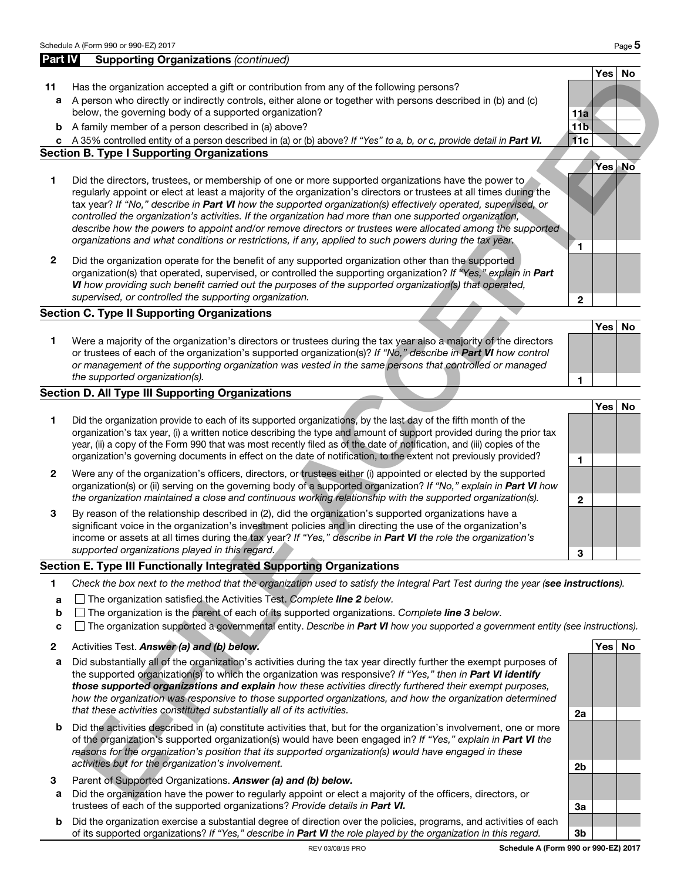**Part IV Supporting Organizations** *(continued)*

| | | | Yes | No |
|---|---|---|---|---|
| **11** | Has the organization accepted a gift or contribution from any of the following persons? | | | |
| **a** | A person who directly or indirectly controls, either alone or together with persons described in (b) and (c) below, the governing body of a supported organization? | **11a** | | |
| **b** | A family member of a person described in (a) above? | **11b** | | |
| **c** | A 35% controlled entity of a person described in (a) or (b) above? *If "Yes" to a, b, or c, provide detail in* ***Part VI.*** | **11c** | | |

## Section B. Type I Supporting Organizations

| | | | Yes | No |
|---|---|---|---|---|
| **1** | Did the directors, trustees, or membership of one or more supported organizations have the power to regularly appoint or elect at least a majority of the organization's directors or trustees at all times during the tax year? *If "No," describe in* ***Part VI*** *how the supported organization(s) effectively operated, supervised, or controlled the organization's activities. If the organization had more than one supported organization, describe how the powers to appoint and/or remove directors or trustees were allocated among the supported organizations and what conditions or restrictions, if any, applied to such powers during the tax year.* | **1** | | |
| **2** | Did the organization operate for the benefit of any supported organization other than the supported organization(s) that operated, supervised, or controlled the supporting organization? *If "Yes," explain in* ***Part VI*** *how providing such benefit carried out the purposes of the supported organization(s) that operated, supervised, or controlled the supporting organization.* | **2** | | |

## Section C. Type II Supporting Organizations

| | | | Yes | No |
|---|---|---|---|---|
| **1** | Were a majority of the organization's directors or trustees during the tax year also a majority of the directors or trustees of each of the organization's supported organization(s)? *If "No," describe in* ***Part VI*** *how control or management of the supporting organization was vested in the same persons that controlled or managed the supported organization(s).* | **1** | | |

## Section D. All Type III Supporting Organizations

| | | | Yes | No |
|---|---|---|---|---|
| **1** | Did the organization provide to each of its supported organizations, by the last day of the fifth month of the organization's tax year, (i) a written notice describing the type and amount of support provided during the prior tax year, (ii) a copy of the Form 990 that was most recently filed as of the date of notification, and (iii) copies of the organization's governing documents in effect on the date of notification, to the extent not previously provided? | **1** | | |
| **2** | Were any of the organization's officers, directors, or trustees either (i) appointed or elected by the supported organization(s) or (ii) serving on the governing body of a supported organization? *If "No," explain in* ***Part VI*** *how the organization maintained a close and continuous working relationship with the supported organization(s).* | **2** | | |
| **3** | By reason of the relationship described in (2), did the organization's supported organizations have a significant voice in the organization's investment policies and in directing the use of the organization's income or assets at all times during the tax year? *If "Yes," describe in* ***Part VI*** *the role the organization's supported organizations played in this regard.* | **3** | | |

## Section E. Type III Functionally Integrated Supporting Organizations

**1** *Check the box next to the method that the organization used to satisfy the Integral Part Test during the year (**see instructions**).*

- **a** ☐ The organization satisfied the Activities Test. *Complete* ***line 2*** *below.*
- **b** ☐ The organization is the parent of each of its supported organizations. *Complete* ***line 3*** *below.*
- **c** ☐ The organization supported a governmental entity. *Describe in* ***Part VI*** *how you supported a government entity (see instructions).*

| | | | Yes | No |
|---|---|---|---|---|
| **2** | Activities Test. ***Answer (a) and (b) below.*** | | | |
| **a** | Did substantially all of the organization's activities during the tax year directly further the exempt purposes of the supported organization(s) to which the organization was responsive? *If "Yes," then in* ***Part VI identify those supported organizations and explain*** *how these activities directly furthered their exempt purposes, how the organization was responsive to those supported organizations, and how the organization determined that these activities constituted substantially all of its activities.* | **2a** | | |
| **b** | Did the activities described in (a) constitute activities that, but for the organization's involvement, one or more of the organization's supported organization(s) would have been engaged in? *If "Yes," explain in* ***Part VI*** *the reasons for the organization's position that its supported organization(s) would have engaged in these activities but for the organization's involvement.* | **2b** | | |
| **3** | Parent of Supported Organizations. ***Answer (a) and (b) below.*** | | | |
| **a** | Did the organization have the power to regularly appoint or elect a majority of the officers, directors, or trustees of each of the supported organizations? *Provide details in* ***Part VI.*** | **3a** | | |
| **b** | Did the organization exercise a substantial degree of direction over the policies, programs, and activities of each of its supported organizations? *If "Yes," describe in* ***Part VI*** *the role played by the organization in this regard.* | **3b** | | |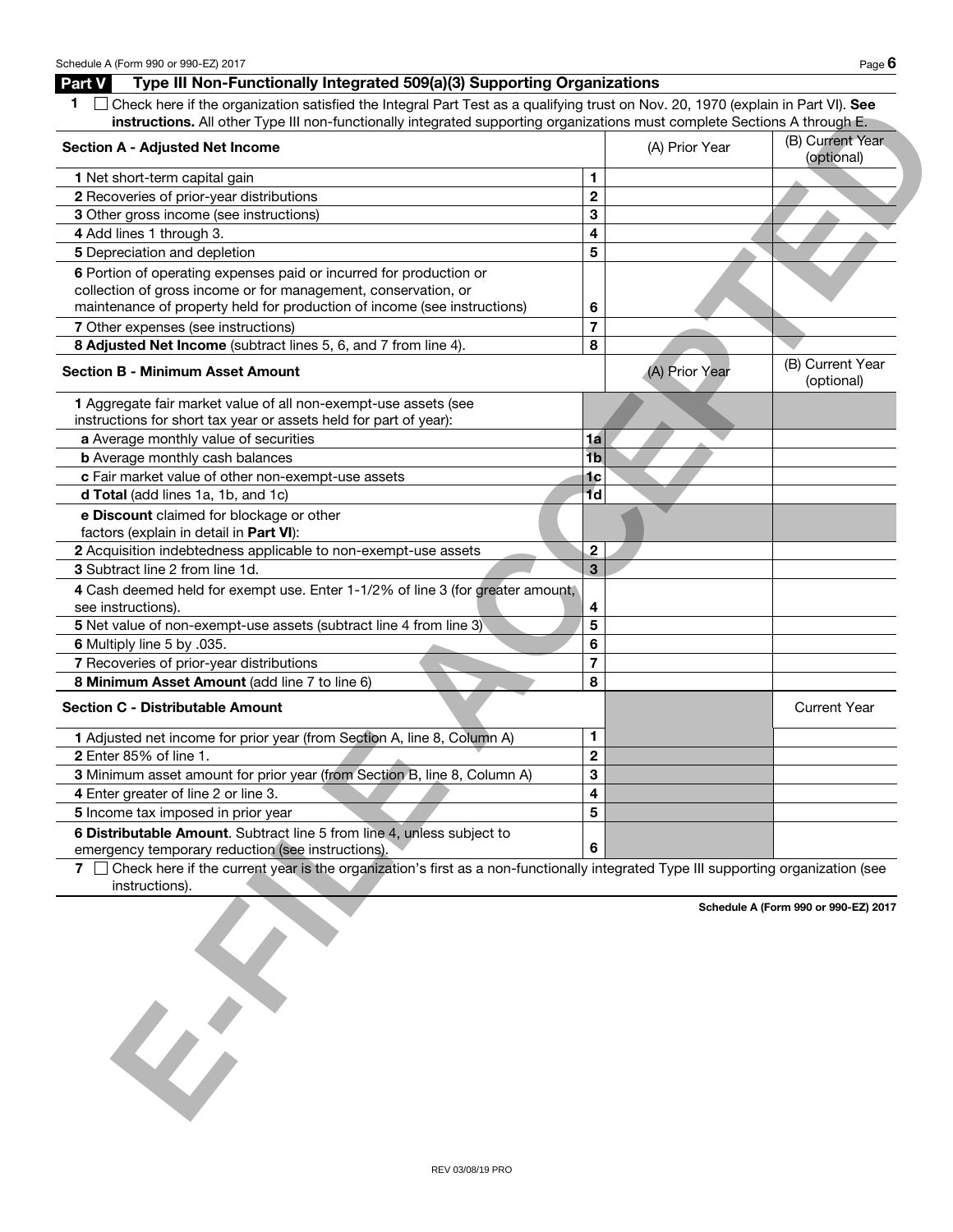## Part V Type III Non-Functionally Integrated 509(a)(3) Supporting Organizations

**1** ☐ Check here if the organization satisfied the Integral Part Test as a qualifying trust on Nov. 20, 1970 (explain in Part VI). **See instructions.** All other Type III non-functionally integrated supporting organizations must complete Sections A through E.

| **Section A - Adjusted Net Income** | | (A) Prior Year | (B) Current Year (optional) |
|---|---|---|---|
| **1** Net short-term capital gain | 1 | | |
| **2** Recoveries of prior-year distributions | 2 | | |
| **3** Other gross income (see instructions) | 3 | | |
| **4** Add lines 1 through 3. | 4 | | |
| **5** Depreciation and depletion | 5 | | |
| **6** Portion of operating expenses paid or incurred for production or collection of gross income or for management, conservation, or maintenance of property held for production of income (see instructions) | 6 | | |
| **7** Other expenses (see instructions) | 7 | | |
| **8 Adjusted Net Income** (subtract lines 5, 6, and 7 from line 4). | 8 | | |

| **Section B - Minimum Asset Amount** | | (A) Prior Year | (B) Current Year (optional) |
|---|---|---|---|
| **1** Aggregate fair market value of all non-exempt-use assets (see instructions for short tax year or assets held for part of year): | | | |
| **a** Average monthly value of securities | 1a | | |
| **b** Average monthly cash balances | 1b | | |
| **c** Fair market value of other non-exempt-use assets | 1c | | |
| **d Total** (add lines 1a, 1b, and 1c) | 1d | | |
| **e Discount** claimed for blockage or other factors (explain in detail in **Part VI**): | | | |
| **2** Acquisition indebtedness applicable to non-exempt-use assets | 2 | | |
| **3** Subtract line 2 from line 1d. | 3 | | |
| **4** Cash deemed held for exempt use. Enter 1-1/2% of line 3 (for greater amount, see instructions). | 4 | | |
| **5** Net value of non-exempt-use assets (subtract line 4 from line 3) | 5 | | |
| **6** Multiply line 5 by .035. | 6 | | |
| **7** Recoveries of prior-year distributions | 7 | | |
| **8 Minimum Asset Amount** (add line 7 to line 6) | 8 | | |

| **Section C - Distributable Amount** | | | Current Year |
|---|---|---|---|
| **1** Adjusted net income for prior year (from Section A, line 8, Column A) | 1 | | |
| **2** Enter 85% of line 1. | 2 | | |
| **3** Minimum asset amount for prior year (from Section B, line 8, Column A) | 3 | | |
| **4** Enter greater of line 2 or line 3. | 4 | | |
| **5** Income tax imposed in prior year | 5 | | |
| **6 Distributable Amount**. Subtract line 5 from line 4, unless subject to emergency temporary reduction (see instructions). | 6 | | |

**7** ☐ Check here if the current year is the organization's first as a non-functionally integrated Type III supporting organization (see instructions).

E-FILE ACCEPTED

REV 03/08/19 PRO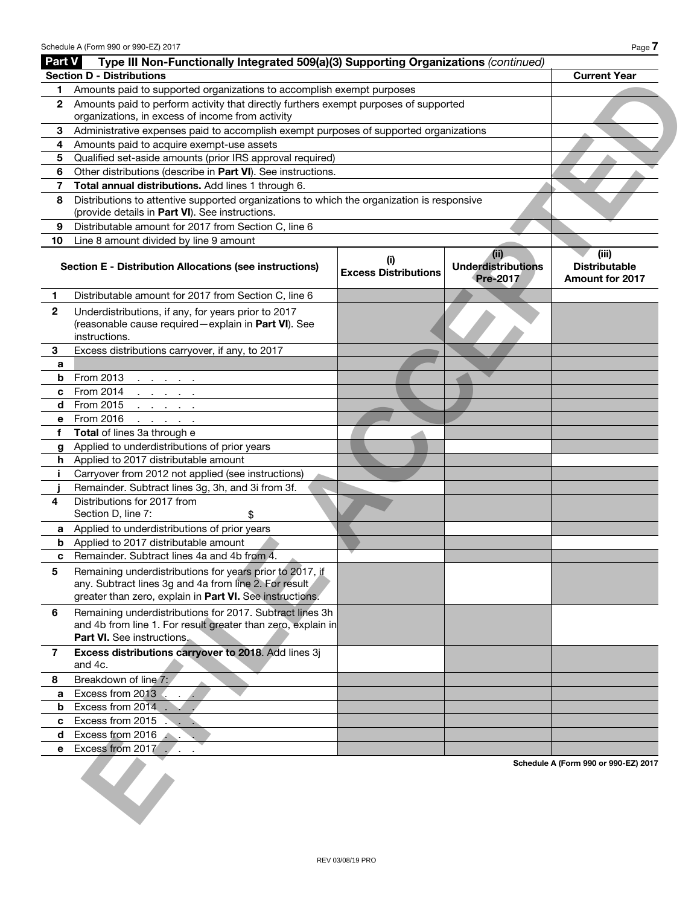## Part V Type III Non-Functionally Integrated 509(a)(3) Supporting Organizations *(continued)*

| Section D - Distributions | | Current Year |
|---|---|---|
| 1 | Amounts paid to supported organizations to accomplish exempt purposes | |
| 2 | Amounts paid to perform activity that directly furthers exempt purposes of supported organizations, in excess of income from activity | |
| 3 | Administrative expenses paid to accomplish exempt purposes of supported organizations | |
| 4 | Amounts paid to acquire exempt-use assets | |
| 5 | Qualified set-aside amounts (prior IRS approval required) | |
| 6 | Other distributions (describe in **Part VI**). See instructions. | |
| 7 | **Total annual distributions.** Add lines 1 through 6. | |
| 8 | Distributions to attentive supported organizations to which the organization is responsive (provide details in **Part VI**). See instructions. | |
| 9 | Distributable amount for 2017 from Section C, line 6 | |
| 10 | Line 8 amount divided by line 9 amount | |

| | Section E - Distribution Allocations (see instructions) | (i) Excess Distributions | (ii) Underdistributions Pre-2017 | (iii) Distributable Amount for 2017 |
|---|---|---|---|---|
| 1 | Distributable amount for 2017 from Section C, line 6 | | | |
| 2 | Underdistributions, if any, for years prior to 2017 (reasonable cause required—explain in **Part VI**). See instructions. | | | |
| 3 | Excess distributions carryover, if any, to 2017 | | | |
| a | | | | |
| b | From 2013 | | | |
| c | From 2014 | | | |
| d | From 2015 | | | |
| e | From 2016 | | | |
| f | **Total** of lines 3a through e | | | |
| g | Applied to underdistributions of prior years | | | |
| h | Applied to 2017 distributable amount | | | |
| i | Carryover from 2012 not applied (see instructions) | | | |
| j | Remainder. Subtract lines 3g, 3h, and 3i from 3f. | | | |
| 4 | Distributions for 2017 from Section D, line 7: $ | | | |
| a | Applied to underdistributions of prior years | | | |
| b | Applied to 2017 distributable amount | | | |
| c | Remainder. Subtract lines 4a and 4b from 4. | | | |
| 5 | Remaining underdistributions for years prior to 2017, if any. Subtract lines 3g and 4a from line 2. For result greater than zero, explain in **Part VI.** See instructions. | | | |
| 6 | Remaining underdistributions for 2017. Subtract lines 3h and 4b from line 1. For result greater than zero, explain in **Part VI.** See instructions. | | | |
| 7 | **Excess distributions carryover to 2018**. Add lines 3j and 4c. | | | |
| 8 | Breakdown of line 7: | | | |
| a | Excess from 2013 | | | |
| b | Excess from 2014 | | | |
| c | Excess from 2015 | | | |
| d | Excess from 2016 | | | |
| e | Excess from 2017 | | | |

Schedule A (Form 990 or 990-EZ) 2017

REV 03/08/19 PRO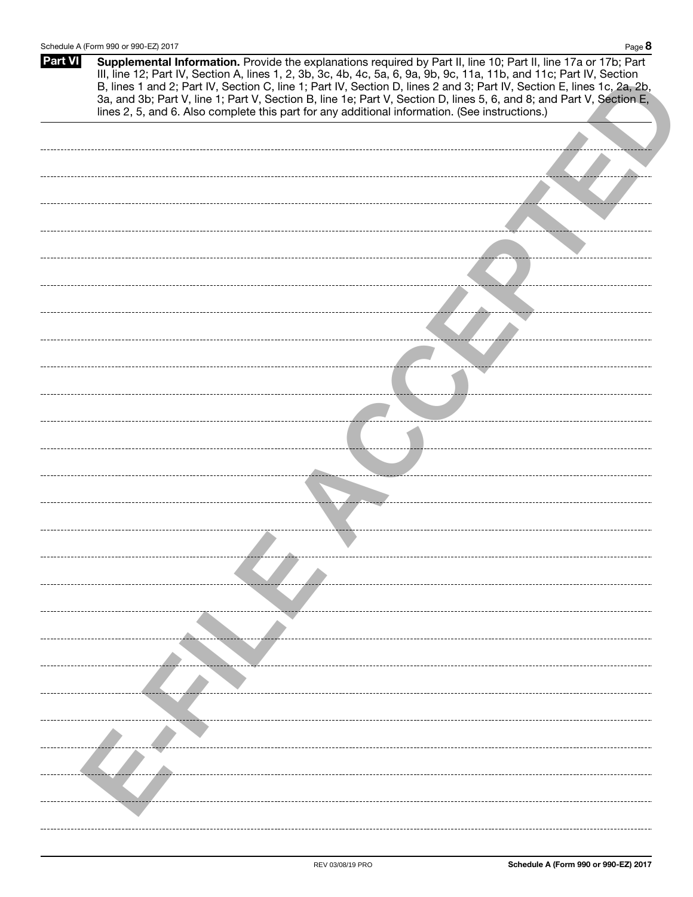**Part VI** **Supplemental Information.** Provide the explanations required by Part II, line 10; Part II, line 17a or 17b; Part III, line 12; Part IV, Section A, lines 1, 2, 3b, 3c, 4b, 4c, 5a, 6, 9a, 9b, 9c, 11a, 11b, and 11c; Part IV, Section B, lines 1 and 2; Part IV, Section C, line 1; Part IV, Section D, lines 2 and 3; Part IV, Section E, lines 1c, 2a, 2b, 3a, and 3b; Part V, line 1; Part V, Section B, line 1e; Part V, Section D, lines 5, 6, and 8; and Part V, Section E, lines 2, 5, and 6. Also complete this part for any additional information. (See instructions.)

E-FILE ACCEPTED

REV 03/08/19 PRO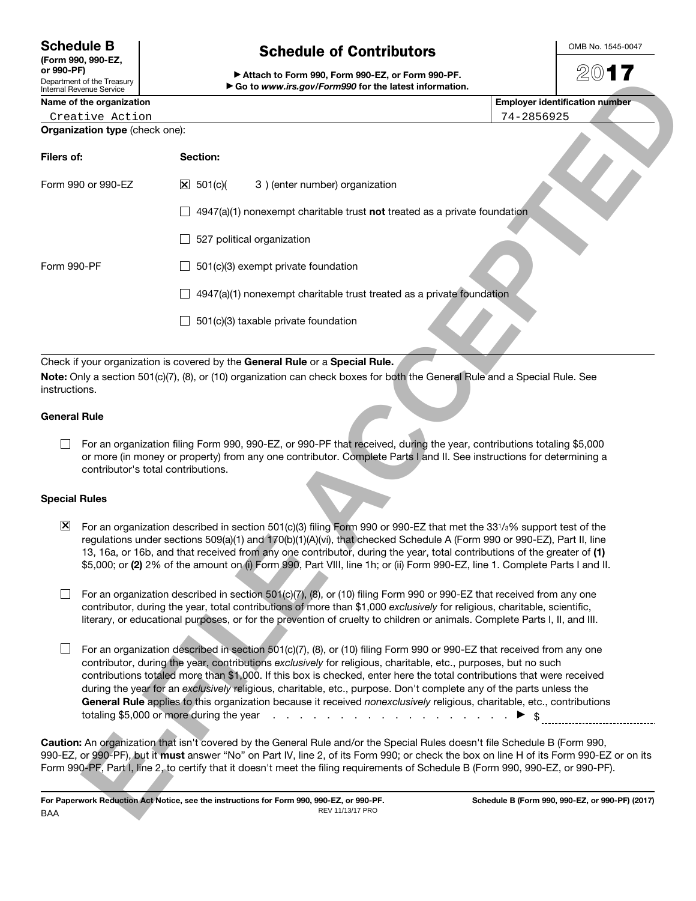**Schedule B**
**(Form 990, 990-EZ, or 990-PF)**
Department of the Treasury
Internal Revenue Service

# Schedule of Contributors

▶ **Attach to Form 990, Form 990-EZ, or Form 990-PF.**
▶ **Go to *www.irs.gov/Form990* for the latest information.**

OMB No. 1545-0047

**2017**

| **Name of the organization** | **Employer identification number** |
|---|---|
| Creative Action | 74-2856925 |

**Organization type** (check one):

| **Filers of:** | **Section:** |
|---|---|
| Form 990 or 990-EZ | ☒ 501(c)( 3 ) (enter number) organization |
| | ☐ 4947(a)(1) nonexempt charitable trust **not** treated as a private foundation |
| | ☐ 527 political organization |
| Form 990-PF | ☐ 501(c)(3) exempt private foundation |
| | ☐ 4947(a)(1) nonexempt charitable trust treated as a private foundation |
| | ☐ 501(c)(3) taxable private foundation |

Check if your organization is covered by the **General Rule** or a **Special Rule.**

**Note:** Only a section 501(c)(7), (8), or (10) organization can check boxes for both the General Rule and a Special Rule. See instructions.

**General Rule**

☐ For an organization filing Form 990, 990-EZ, or 990-PF that received, during the year, contributions totaling $5,000 or more (in money or property) from any one contributor. Complete Parts I and II. See instructions for determining a contributor's total contributions.

**Special Rules**

☒ For an organization described in section 501(c)(3) filing Form 990 or 990-EZ that met the 33 1/3% support test of the regulations under sections 509(a)(1) and 170(b)(1)(A)(vi), that checked Schedule A (Form 990 or 990-EZ), Part II, line 13, 16a, or 16b, and that received from any one contributor, during the year, total contributions of the greater of **(1)** $5,000; or **(2)** 2% of the amount on (i) Form 990, Part VIII, line 1h; or (ii) Form 990-EZ, line 1. Complete Parts I and II.

☐ For an organization described in section 501(c)(7), (8), or (10) filing Form 990 or 990-EZ that received from any one contributor, during the year, total contributions of more than $1,000 *exclusively* for religious, charitable, scientific, literary, or educational purposes, or for the prevention of cruelty to children or animals. Complete Parts I, II, and III.

☐ For an organization described in section 501(c)(7), (8), or (10) filing Form 990 or 990-EZ that received from any one contributor, during the year, contributions *exclusively* for religious, charitable, etc., purposes, but no such contributions totaled more than $1,000. If this box is checked, enter here the total contributions that were received during the year for an *exclusively* religious, charitable, etc., purpose. Don't complete any of the parts unless the **General Rule** applies to this organization because it received *nonexclusively* religious, charitable, etc., contributions totaling $5,000 or more during the year . . . . . . . . . . . . . . . . . . . . ▶ $ ____________

**Caution:** An organization that isn't covered by the General Rule and/or the Special Rules doesn't file Schedule B (Form 990, 990-EZ, or 990-PF), but it **must** answer "No" on Part IV, line 2, of its Form 990; or check the box on line H of its Form 990-EZ or on its Form 990-PF, Part I, line 2, to certify that it doesn't meet the filing requirements of Schedule B (Form 990, 990-EZ, or 990-PF).

**For Paperwork Reduction Act Notice, see the instructions for Form 990, 990-EZ, or 990-PF.** REV 11/13/17 PRO **Schedule B (Form 990, 990-EZ, or 990-PF) (2017)**
BAA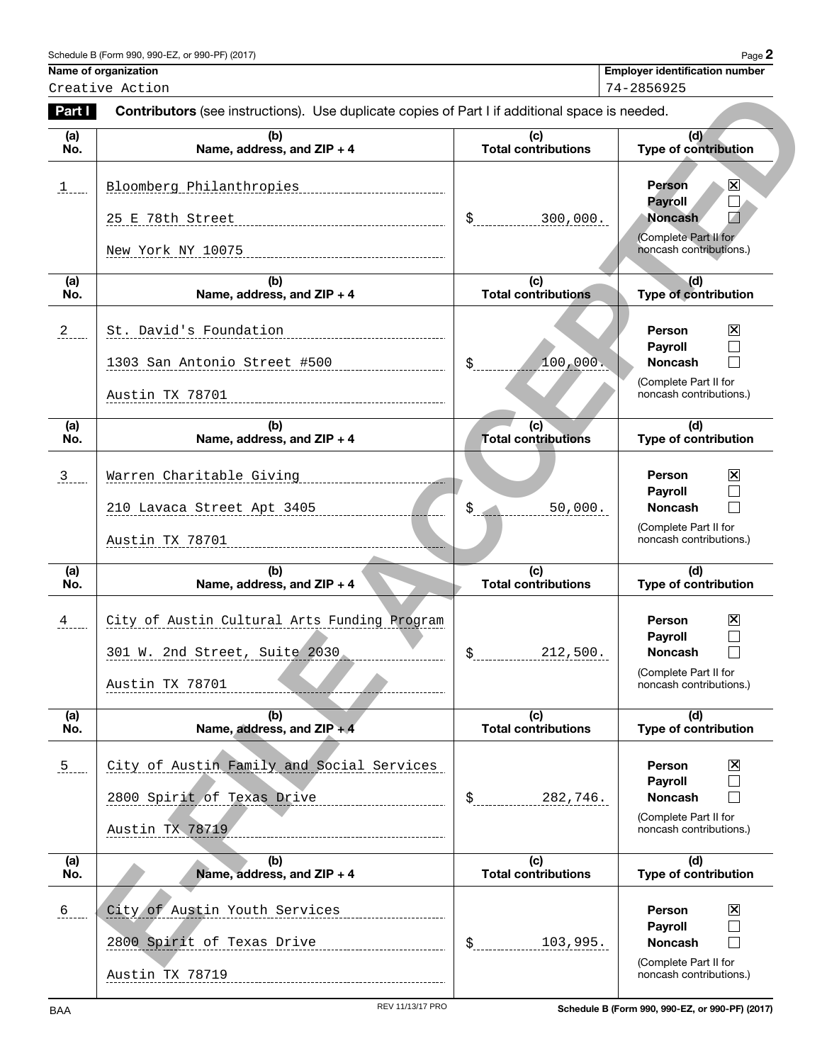Schedule B (Form 990, 990-EZ, or 990-PF) (2017)

**Name of organization**
Creative Action

**Employer identification number**
74-2856925

**Part I** **Contributors** (see instructions). Use duplicate copies of Part I if additional space is needed.

| (a) No. | (b) Name, address, and ZIP + 4 | (c) Total contributions | (d) Type of contribution |
|---|---|---|---|
| 1 | Bloomberg Philanthropies<br>25 E 78th Street<br>New York NY 10075 | $ 300,000. | Person ☒<br>Payroll ☐<br>Noncash ☐<br>(Complete Part II for noncash contributions.) |
| 2 | St. David's Foundation<br>1303 San Antonio Street #500<br>Austin TX 78701 | $ 100,000. | Person ☒<br>Payroll ☐<br>Noncash ☐<br>(Complete Part II for noncash contributions.) |
| 3 | Warren Charitable Giving<br>210 Lavaca Street Apt 3405<br>Austin TX 78701 | $ 50,000. | Person ☒<br>Payroll ☐<br>Noncash ☐<br>(Complete Part II for noncash contributions.) |
| 4 | City of Austin Cultural Arts Funding Program<br>301 W. 2nd Street, Suite 2030<br>Austin TX 78701 | $ 212,500. | Person ☒<br>Payroll ☐<br>Noncash ☐<br>(Complete Part II for noncash contributions.) |
| 5 | City of Austin Family and Social Services<br>2800 Spirit of Texas Drive<br>Austin TX 78719 | $ 282,746. | Person ☒<br>Payroll ☐<br>Noncash ☐<br>(Complete Part II for noncash contributions.) |
| 6 | City of Austin Youth Services<br>2800 Spirit of Texas Drive<br>Austin TX 78719 | $ 103,995. | Person ☒<br>Payroll ☐<br>Noncash ☐<br>(Complete Part II for noncash contributions.) |

BAA REV 11/13/17 PRO Schedule B (Form 990, 990-EZ, or 990-PF) (2017)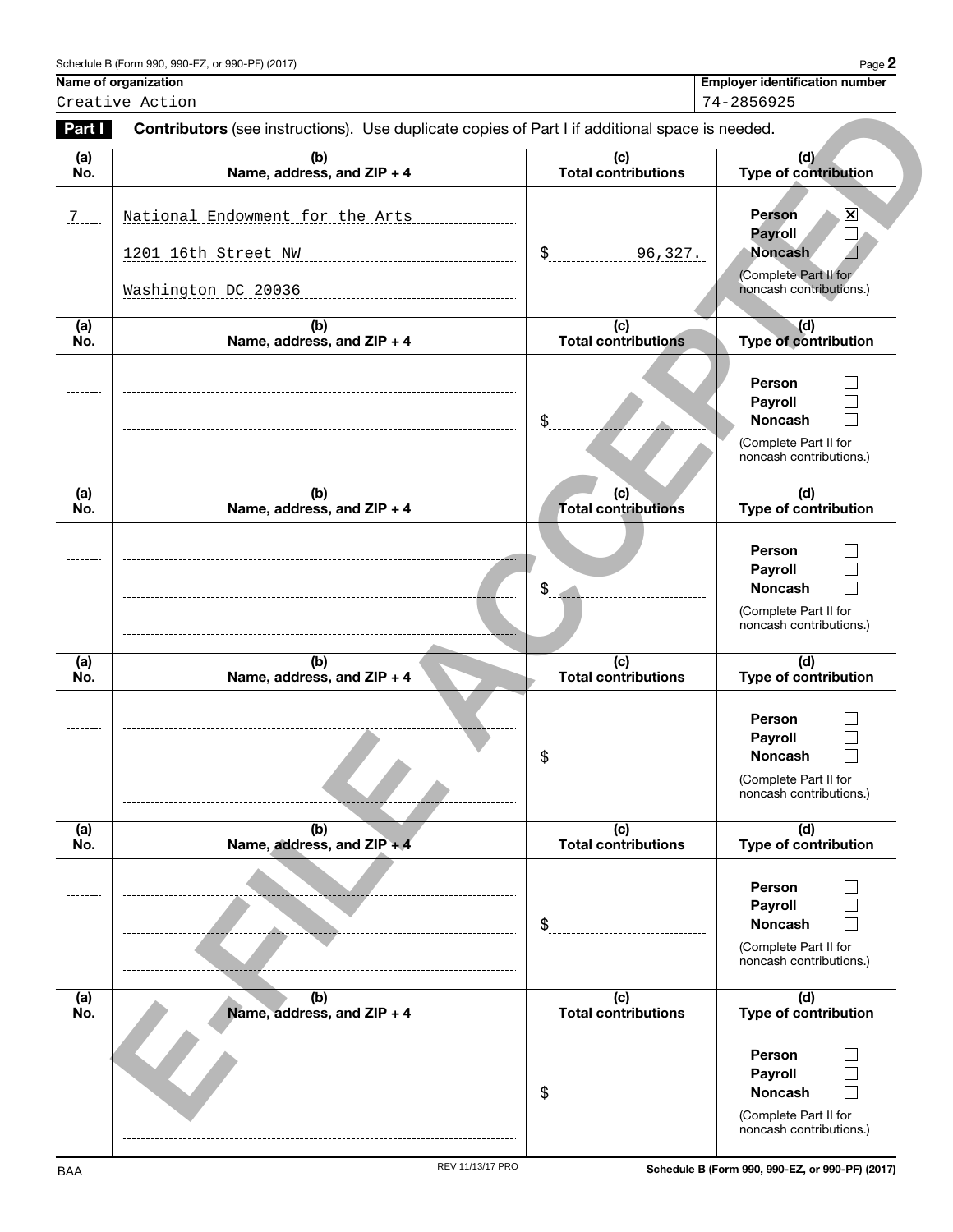Schedule B (Form 990, 990-EZ, or 990-PF) (2017)

| Name of organization | Employer identification number |
| --- | --- |
| Creative Action | 74-2856925 |

**Part I** **Contributors** (see instructions). Use duplicate copies of Part I if additional space is needed.

| (a) No. | (b) Name, address, and ZIP + 4 | (c) Total contributions | (d) Type of contribution |
| --- | --- | --- | --- |
| 7 | National Endowment for the Arts<br>1201 16th Street NW<br>Washington DC 20036 | $ 96,327. | Person ☒<br>Payroll ☐<br>Noncash ☐<br>(Complete Part II for noncash contributions.) |
| | | $ | Person ☐<br>Payroll ☐<br>Noncash ☐<br>(Complete Part II for noncash contributions.) |
| | | $ | Person ☐<br>Payroll ☐<br>Noncash ☐<br>(Complete Part II for noncash contributions.) |
| | | $ | Person ☐<br>Payroll ☐<br>Noncash ☐<br>(Complete Part II for noncash contributions.) |
| | | $ | Person ☐<br>Payroll ☐<br>Noncash ☐<br>(Complete Part II for noncash contributions.) |
| | | $ | Person ☐<br>Payroll ☐<br>Noncash ☐<br>(Complete Part II for noncash contributions.) |

E-FILE ACCEPTED

BAA REV 11/13/17 PRO Schedule B (Form 990, 990-EZ, or 990-PF) (2017)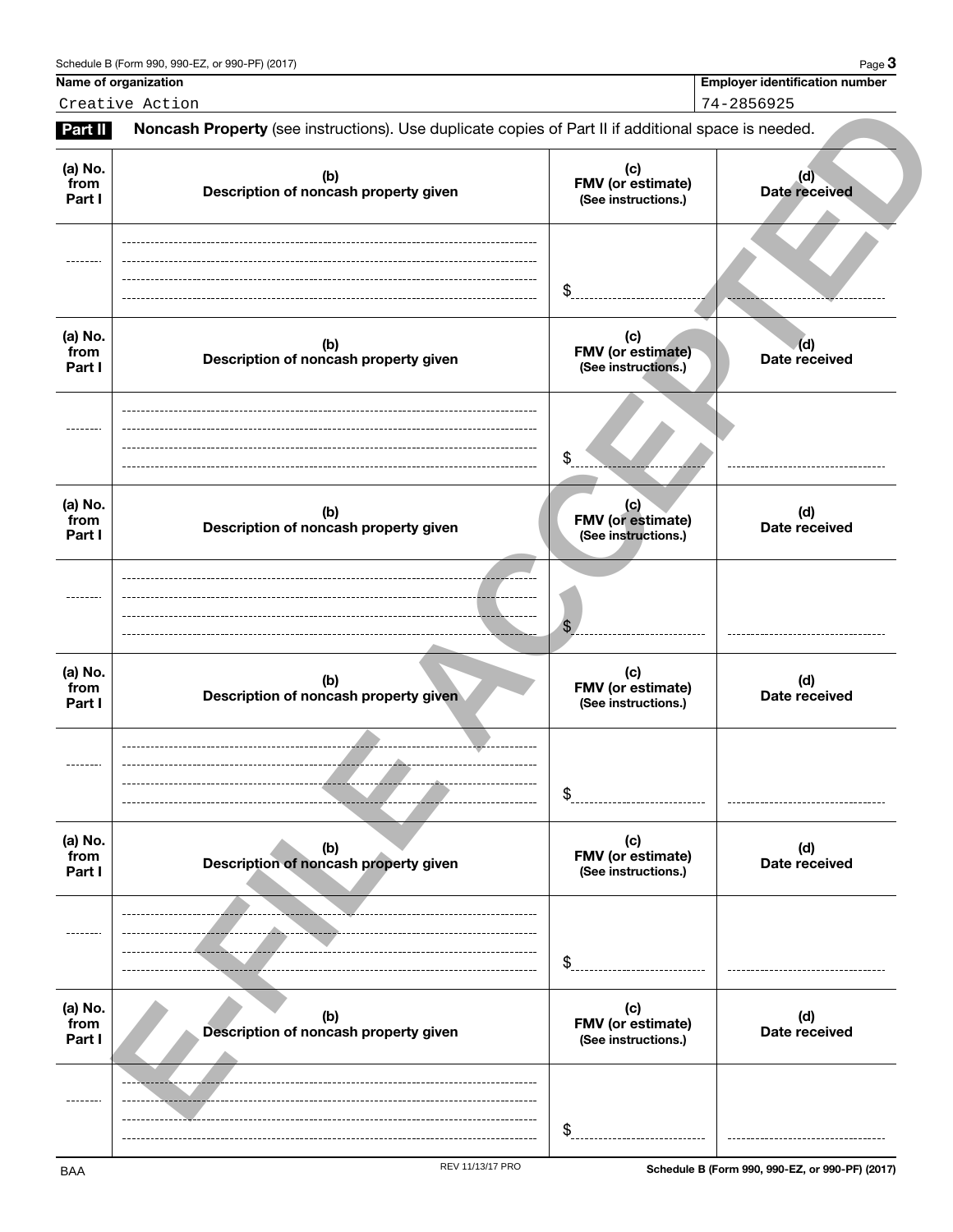Name of organization: Creative Action

Employer identification number: 74-2856925

**Part II** **Noncash Property** (see instructions). Use duplicate copies of Part II if additional space is needed.

| (a) No. from Part I | (b) Description of noncash property given | (c) FMV (or estimate) (See instructions.) | (d) Date received |
|---|---|---|---|
| | | $ | |

| (a) No. from Part I | (b) Description of noncash property given | (c) FMV (or estimate) (See instructions.) | (d) Date received |
|---|---|---|---|
| | | $ | |

| (a) No. from Part I | (b) Description of noncash property given | (c) FMV (or estimate) (See instructions.) | (d) Date received |
|---|---|---|---|
| | | $ | |

| (a) No. from Part I | (b) Description of noncash property given | (c) FMV (or estimate) (See instructions.) | (d) Date received |
|---|---|---|---|
| | | $ | |

| (a) No. from Part I | (b) Description of noncash property given | (c) FMV (or estimate) (See instructions.) | (d) Date received |
|---|---|---|---|
| | | $ | |

| (a) No. from Part I | (b) Description of noncash property given | (c) FMV (or estimate) (See instructions.) | (d) Date received |
|---|---|---|---|
| | | $ | |

E-FILE ACCEPTED

BAA REV 11/13/17 PRO Schedule B (Form 990, 990-EZ, or 990-PF) (2017)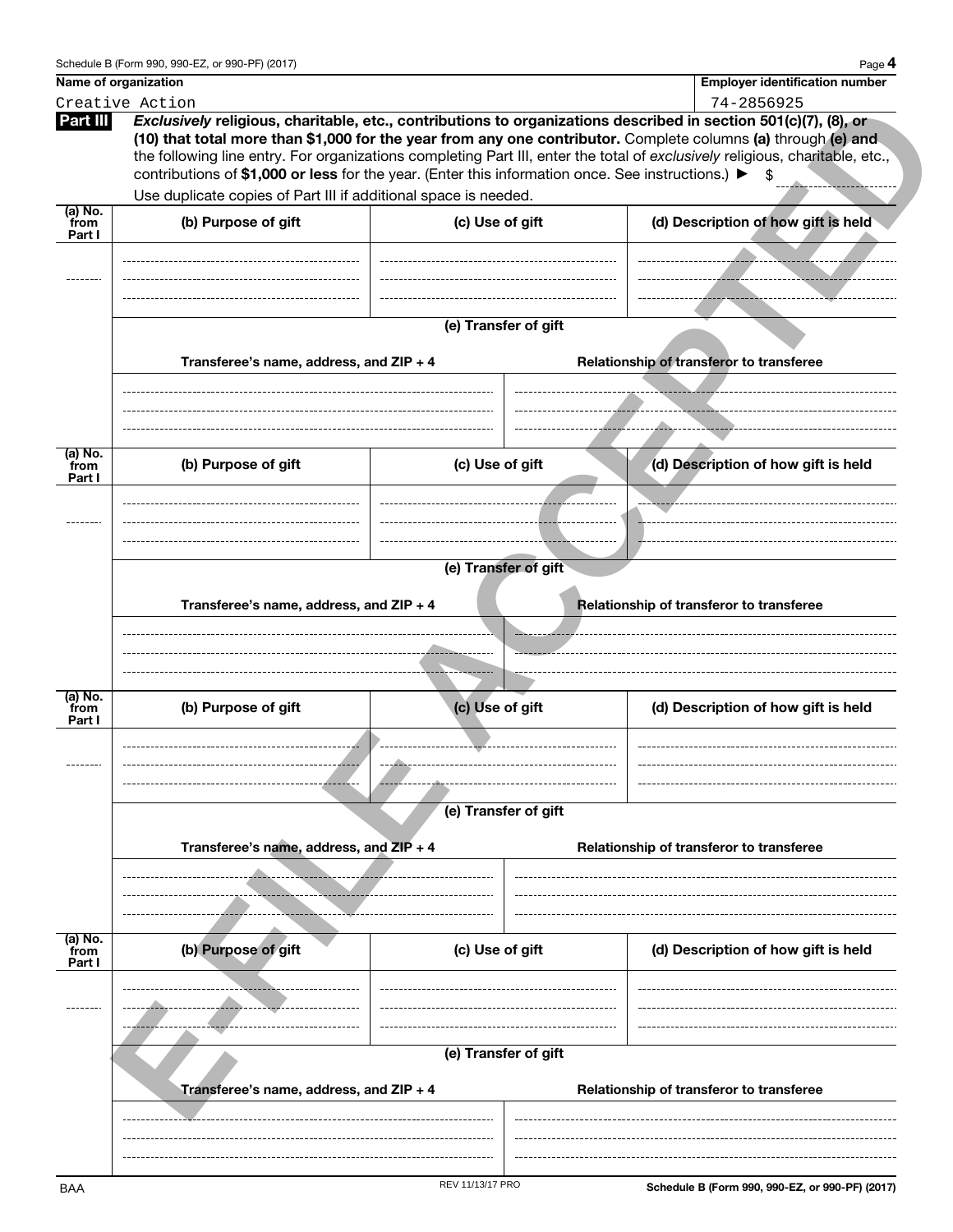Schedule B (Form 990, 990-EZ, or 990-PF) (2017) Page **4**

| Name of organization | Employer identification number |
| --- | --- |
| Creative Action | 74-2856925 |

**Part III** *Exclusively* **religious, charitable, etc., contributions to organizations described in section 501(c)(7), (8), or (10) that total more than $1,000 for the year from any one contributor.** Complete columns **(a)** through **(e) and** the following line entry. For organizations completing Part III, enter the total of *exclusively* religious, charitable, etc., contributions of **$1,000 or less** for the year. (Enter this information once. See instructions.) ► $

Use duplicate copies of Part III if additional space is needed.

| (a) No. from Part I | (b) Purpose of gift | (c) Use of gift | (d) Description of how gift is held |
| --- | --- | --- | --- |
| | | | |

**(e) Transfer of gift**

| Transferee's name, address, and ZIP + 4 | Relationship of transferor to transferee |
| --- | --- |
| | |

| (a) No. from Part I | (b) Purpose of gift | (c) Use of gift | (d) Description of how gift is held |
| --- | --- | --- | --- |
| | | | |

**(e) Transfer of gift**

| Transferee's name, address, and ZIP + 4 | Relationship of transferor to transferee |
| --- | --- |
| | |

| (a) No. from Part I | (b) Purpose of gift | (c) Use of gift | (d) Description of how gift is held |
| --- | --- | --- | --- |
| | | | |

**(e) Transfer of gift**

| Transferee's name, address, and ZIP + 4 | Relationship of transferor to transferee |
| --- | --- |
| | |

| (a) No. from Part I | (b) Purpose of gift | (c) Use of gift | (d) Description of how gift is held |
| --- | --- | --- | --- |
| | | | |

**(e) Transfer of gift**

| Transferee's name, address, and ZIP + 4 | Relationship of transferor to transferee |
| --- | --- |
| | |

E-FILE ACCEPTED

BAA REV 11/13/17 PRO **Schedule B (Form 990, 990-EZ, or 990-PF) (2017)**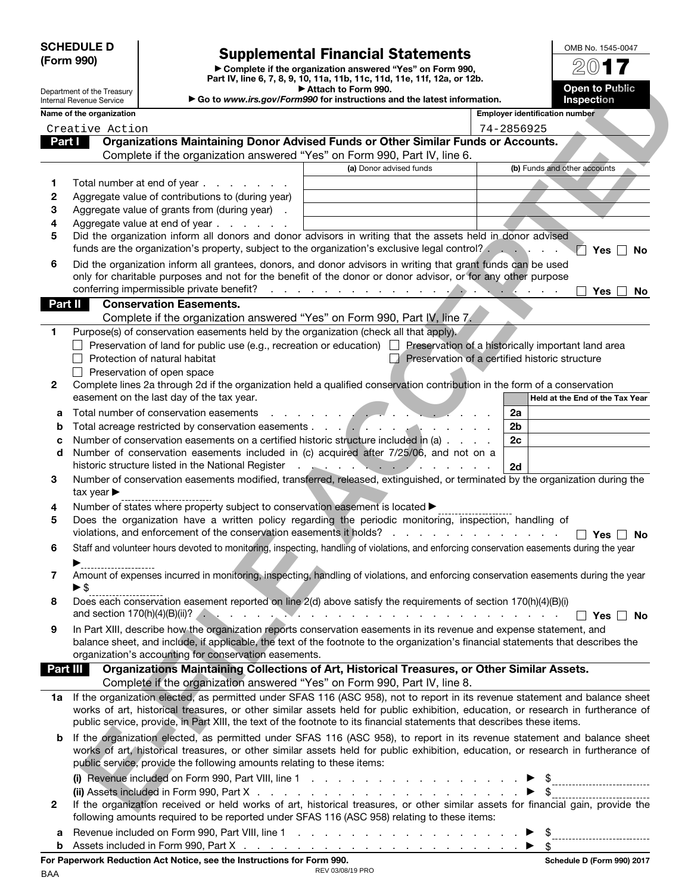**SCHEDULE D (Form 990)**

Department of the Treasury
Internal Revenue Service

# Supplemental Financial Statements

► Complete if the organization answered "Yes" on Form 990, Part IV, line 6, 7, 8, 9, 10, 11a, 11b, 11c, 11d, 11e, 11f, 12a, or 12b.
► Attach to Form 990.
► Go to *www.irs.gov/Form990* for instructions and the latest information.

OMB No. 1545-0047

**2017**

**Open to Public Inspection**

| Name of the organization | Employer identification number |
|---|---|
| Creative Action | 74-2856925 |

E-FILE ACCEPTED

## Part I Organizations Maintaining Donor Advised Funds or Other Similar Funds or Accounts.

Complete if the organization answered "Yes" on Form 990, Part IV, line 6.

| | | (a) Donor advised funds | (b) Funds and other accounts |
|---|---|---|---|
| 1 | Total number at end of year | | |
| 2 | Aggregate value of contributions to (during year) | | |
| 3 | Aggregate value of grants from (during year) | | |
| 4 | Aggregate value at end of year | | |

5 Did the organization inform all donors and donor advisors in writing that the assets held in donor advised funds are the organization's exclusive legal control? ☐ Yes ☐ No

6 Did the organization inform all grantees, donors, and donor advisors in writing that grant funds can be used only for charitable purposes and not for the benefit of the donor or donor advisor, or for any other purpose conferring impermissible private benefit? ☐ Yes ☐ No

## Part II Conservation Easements.

Complete if the organization answered "Yes" on Form 990, Part IV, line 7.

1 Purpose(s) of conservation easements held by the organization (check all that apply).

☐ Preservation of land for public use (e.g., recreation or education) ☐ Preservation of a historically important land area
☐ Protection of natural habitat ☐ Preservation of a certified historic structure
☐ Preservation of open space

2 Complete lines 2a through 2d if the organization held a qualified conservation contribution in the form of a conservation easement on the last day of the tax year.

| | | | Held at the End of the Tax Year |
|---|---|---|---|
| a | Total number of conservation easements | 2a | |
| b | Total acreage restricted by conservation easements | 2b | |
| c | Number of conservation easements on a certified historic structure included in (a) | 2c | |
| d | Number of conservation easements included in (c) acquired after 7/25/06, and not on a historic structure listed in the National Register | 2d | |

3 Number of conservation easements modified, transferred, released, extinguished, or terminated by the organization during the tax year ► \_\_\_\_\_\_\_\_

4 Number of states where property subject to conservation easement is located ► \_\_\_\_\_\_\_\_

5 Does the organization have a written policy regarding the periodic monitoring, inspection, handling of violations, and enforcement of the conservation easements it holds? ☐ Yes ☐ No

6 Staff and volunteer hours devoted to monitoring, inspecting, handling of violations, and enforcing conservation easements during the year ► \_\_\_\_\_\_\_\_

7 Amount of expenses incurred in monitoring, inspecting, handling of violations, and enforcing conservation easements during the year ► $ \_\_\_\_\_\_\_\_

8 Does each conservation easement reported on line 2(d) above satisfy the requirements of section 170(h)(4)(B)(i) and section 170(h)(4)(B)(ii)? ☐ Yes ☐ No

9 In Part XIII, describe how the organization reports conservation easements in its revenue and expense statement, and balance sheet, and include, if applicable, the text of the footnote to the organization's financial statements that describes the organization's accounting for conservation easements.

## Part III Organizations Maintaining Collections of Art, Historical Treasures, or Other Similar Assets.

Complete if the organization answered "Yes" on Form 990, Part IV, line 8.

1a If the organization elected, as permitted under SFAS 116 (ASC 958), not to report in its revenue statement and balance sheet works of art, historical treasures, or other similar assets held for public exhibition, education, or research in furtherance of public service, provide, in Part XIII, the text of the footnote to its financial statements that describes these items.

b If the organization elected, as permitted under SFAS 116 (ASC 958), to report in its revenue statement and balance sheet works of art, historical treasures, or other similar assets held for public exhibition, education, or research in furtherance of public service, provide the following amounts relating to these items:

**(i)** Revenue included on Form 990, Part VIII, line 1 ► $ \_\_\_\_\_\_\_\_

**(ii)** Assets included in Form 990, Part X ► $ \_\_\_\_\_\_\_\_

2 If the organization received or held works of art, historical treasures, or other similar assets for financial gain, provide the following amounts required to be reported under SFAS 116 (ASC 958) relating to these items:

a Revenue included on Form 990, Part VIII, line 1 ► $ \_\_\_\_\_\_\_\_

b Assets included in Form 990, Part X ► $ \_\_\_\_\_\_\_\_

**For Paperwork Reduction Act Notice, see the Instructions for Form 990.** REV 03/08/19 PRO **Schedule D (Form 990) 2017**

BAA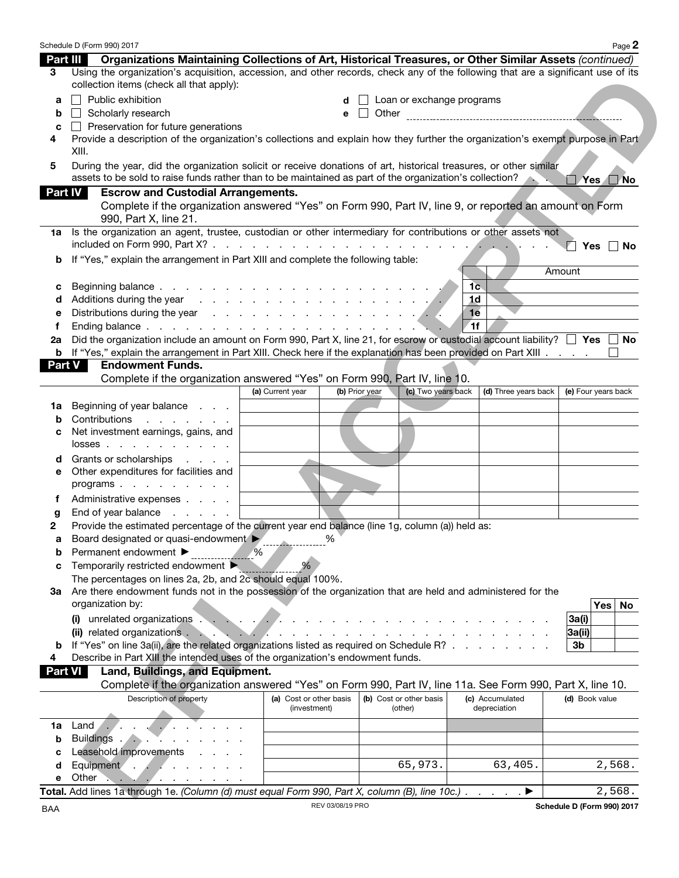Schedule D (Form 990) 2017 Page **2**

## Part III Organizations Maintaining Collections of Art, Historical Treasures, or Other Similar Assets *(continued)*

**3** Using the organization's acquisition, accession, and other records, check any of the following that are a significant use of its collection items (check all that apply):

- **a** ☐ Public exhibition
- **b** ☐ Scholarly research
- **c** ☐ Preservation for future generations
- **d** ☐ Loan or exchange programs
- **e** ☐ Other

**4** Provide a description of the organization's collections and explain how they further the organization's exempt purpose in Part XIII.

**5** During the year, did the organization solicit or receive donations of art, historical treasures, or other similar assets to be sold to raise funds rather than to be maintained as part of the organization's collection? ☐ Yes ☐ No

## Part IV Escrow and Custodial Arrangements.

Complete if the organization answered "Yes" on Form 990, Part IV, line 9, or reported an amount on Form 990, Part X, line 21.

**1a** Is the organization an agent, trustee, custodian or other intermediary for contributions or other assets not included on Form 990, Part X? ☐ Yes ☐ No

**b** If "Yes," explain the arrangement in Part XIII and complete the following table:

| | | | Amount |
|---|---|---|---|
| **c** | Beginning balance | 1c | |
| **d** | Additions during the year | 1d | |
| **e** | Distributions during the year | 1e | |
| **f** | Ending balance | 1f | |

**2a** Did the organization include an amount on Form 990, Part X, line 21, for escrow or custodial account liability? ☐ Yes ☐ No

**b** If "Yes," explain the arrangement in Part XIII. Check here if the explanation has been provided on Part XIII ☐

## Part V Endowment Funds.

Complete if the organization answered "Yes" on Form 990, Part IV, line 10.

| | | (a) Current year | (b) Prior year | (c) Two years back | (d) Three years back | (e) Four years back |
|---|---|---|---|---|---|---|
| **1a** | Beginning of year balance | | | | | |
| **b** | Contributions | | | | | |
| **c** | Net investment earnings, gains, and losses | | | | | |
| **d** | Grants or scholarships | | | | | |
| **e** | Other expenditures for facilities and programs | | | | | |
| **f** | Administrative expenses | | | | | |
| **g** | End of year balance | | | | | |

**2** Provide the estimated percentage of the current year end balance (line 1g, column (a)) held as:

- **a** Board designated or quasi-endowment ► ______ %
- **b** Permanent endowment ► ______ %
- **c** Temporarily restricted endowment ► ______ %

The percentages on lines 2a, 2b, and 2c should equal 100%.

**3a** Are there endowment funds not in the possession of the organization that are held and administered for the organization by:

| | | | Yes | No |
|---|---|---|---|---|
| | **(i)** unrelated organizations | 3a(i) | | |
| | **(ii)** related organizations | 3a(ii) | | |
| **b** | If "Yes" on line 3a(ii), are the related organizations listed as required on Schedule R? | 3b | | |

**4** Describe in Part XIII the intended uses of the organization's endowment funds.

## Part VI Land, Buildings, and Equipment.

Complete if the organization answered "Yes" on Form 990, Part IV, line 11a. See Form 990, Part X, line 10.

| | Description of property | (a) Cost or other basis (investment) | (b) Cost or other basis (other) | (c) Accumulated depreciation | (d) Book value |
|---|---|---|---|---|---|
| **1a** | Land | | | | |
| **b** | Buildings | | | | |
| **c** | Leasehold improvements | | | | |
| **d** | Equipment | | 65,973. | 63,405. | 2,568. |
| **e** | Other | | | | |

**Total.** Add lines 1a through 1e. *(Column (d) must equal Form 990, Part X, column (B), line 10c.)* ► 2,568.

BAA REV 03/08/19 PRO **Schedule D (Form 990) 2017**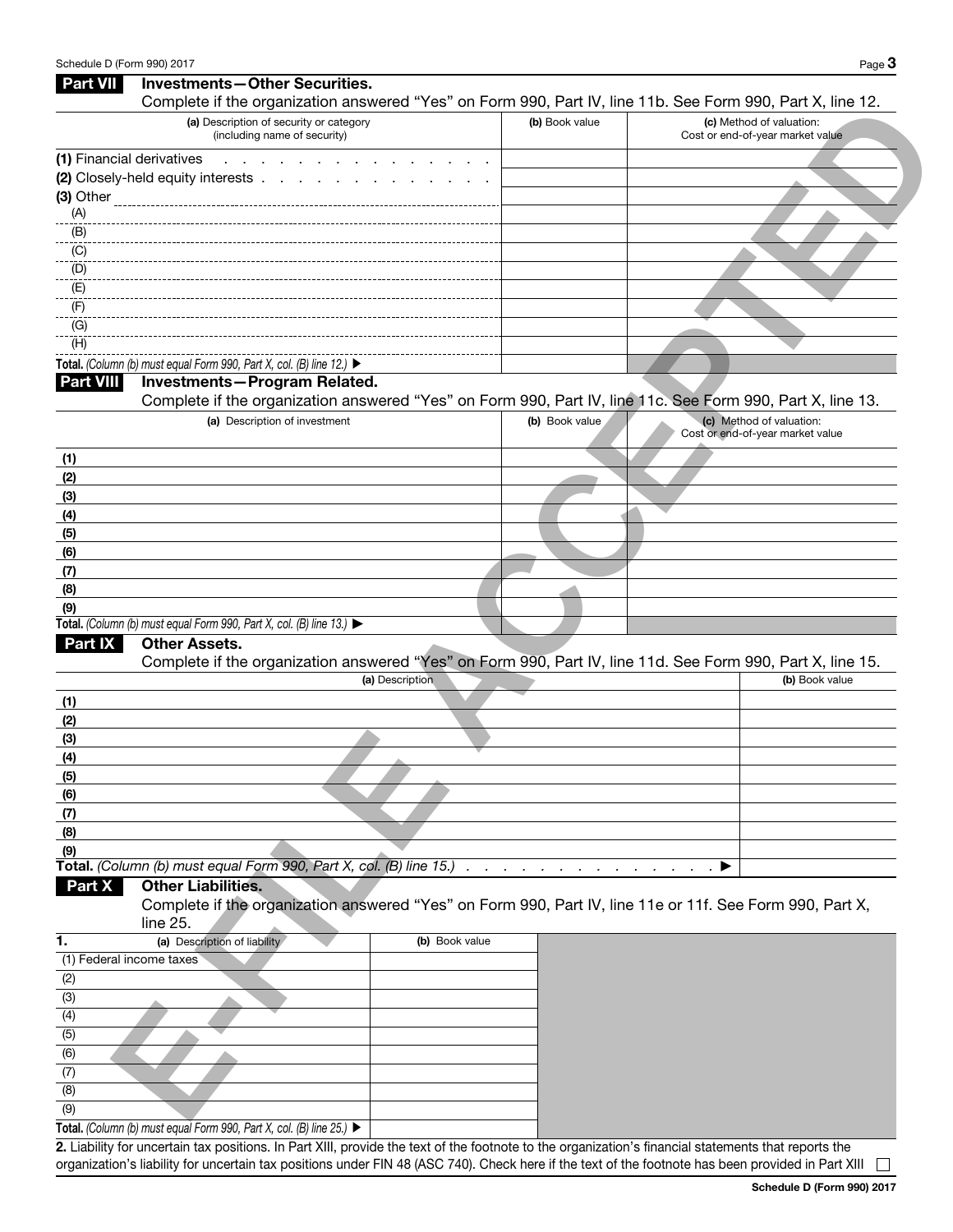## Part VII Investments—Other Securities.

Complete if the organization answered "Yes" on Form 990, Part IV, line 11b. See Form 990, Part X, line 12.

| (a) Description of security or category (including name of security) | (b) Book value | (c) Method of valuation: Cost or end-of-year market value |
|---|---|---|
| (1) Financial derivatives | | |
| (2) Closely-held equity interests | | |
| (3) Other | | |
| (A) | | |
| (B) | | |
| (C) | | |
| (D) | | |
| (E) | | |
| (F) | | |
| (G) | | |
| (H) | | |
| **Total.** *(Column (b) must equal Form 990, Part X, col. (B) line 12.)* ▶ | | |

## Part VIII Investments—Program Related.

Complete if the organization answered "Yes" on Form 990, Part IV, line 11c. See Form 990, Part X, line 13.

| (a) Description of investment | (b) Book value | (c) Method of valuation: Cost or end-of-year market value |
|---|---|---|
| (1) | | |
| (2) | | |
| (3) | | |
| (4) | | |
| (5) | | |
| (6) | | |
| (7) | | |
| (8) | | |
| (9) | | |
| **Total.** *(Column (b) must equal Form 990, Part X, col. (B) line 13.)* ▶ | | |

## Part IX Other Assets.

Complete if the organization answered "Yes" on Form 990, Part IV, line 11d. See Form 990, Part X, line 15.

| (a) Description | (b) Book value |
|---|---|
| (1) | |
| (2) | |
| (3) | |
| (4) | |
| (5) | |
| (6) | |
| (7) | |
| (8) | |
| (9) | |
| **Total.** *(Column (b) must equal Form 990, Part X, col. (B) line 15.)* ▶ | |

## Part X Other Liabilities.

Complete if the organization answered "Yes" on Form 990, Part IV, line 11e or 11f. See Form 990, Part X, line 25.

| 1. (a) Description of liability | (b) Book value |
|---|---|
| (1) Federal income taxes | |
| (2) | |
| (3) | |
| (4) | |
| (5) | |
| (6) | |
| (7) | |
| (8) | |
| (9) | |
| **Total.** *(Column (b) must equal Form 990, Part X, col. (B) line 25.)* ▶ | |

**2.** Liability for uncertain tax positions. In Part XIII, provide the text of the footnote to the organization's financial statements that reports the organization's liability for uncertain tax positions under FIN 48 (ASC 740). Check here if the text of the footnote has been provided in Part XIII ☐

E-FILE ACCEPTED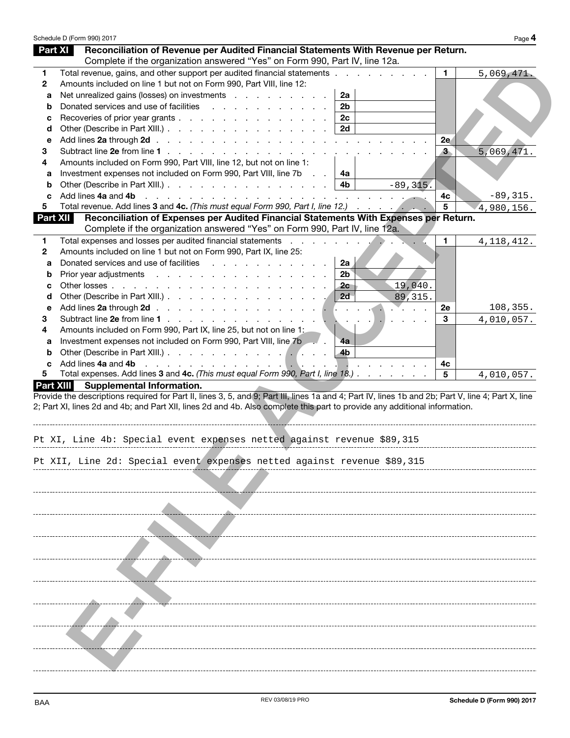## Part XI — Reconciliation of Revenue per Audited Financial Statements With Revenue per Return.

Complete if the organization answered "Yes" on Form 990, Part IV, line 12a.

| | | | | | |
|---|---|---|---|---|---|
| 1 | Total revenue, gains, and other support per audited financial statements | | | 1 | 5,069,471. |
| 2 | Amounts included on line 1 but not on Form 990, Part VIII, line 12: | | | | |
| a | Net unrealized gains (losses) on investments | 2a | | | |
| b | Donated services and use of facilities | 2b | | | |
| c | Recoveries of prior year grants | 2c | | | |
| d | Other (Describe in Part XIII.) | 2d | | | |
| e | Add lines **2a** through **2d** | | | 2e | |
| 3 | Subtract line **2e** from line **1** | | | 3 | 5,069,471. |
| 4 | Amounts included on Form 990, Part VIII, line 12, but not on line 1: | | | | |
| a | Investment expenses not included on Form 990, Part VIII, line 7b | 4a | | | |
| b | Other (Describe in Part XIII.) | 4b | -89,315. | | |
| c | Add lines **4a** and **4b** | | | 4c | -89,315. |
| 5 | Total revenue. Add lines **3** and **4c.** *(This must equal Form 990, Part I, line 12.)* | | | 5 | 4,980,156. |

## Part XII — Reconciliation of Expenses per Audited Financial Statements With Expenses per Return.

Complete if the organization answered "Yes" on Form 990, Part IV, line 12a.

| | | | | | |
|---|---|---|---|---|---|
| 1 | Total expenses and losses per audited financial statements | | | 1 | 4,118,412. |
| 2 | Amounts included on line 1 but not on Form 990, Part IX, line 25: | | | | |
| a | Donated services and use of facilities | 2a | | | |
| b | Prior year adjustments | 2b | | | |
| c | Other losses | 2c | 19,040. | | |
| d | Other (Describe in Part XIII.) | 2d | 89,315. | | |
| e | Add lines **2a** through **2d** | | | 2e | 108,355. |
| 3 | Subtract line **2e** from line **1** | | | 3 | 4,010,057. |
| 4 | Amounts included on Form 990, Part IX, line 25, but not on line 1: | | | | |
| a | Investment expenses not included on Form 990, Part VIII, line 7b | 4a | | | |
| b | Other (Describe in Part XIII.) | 4b | | | |
| c | Add lines **4a** and **4b** | | | 4c | |
| 5 | Total expenses. Add lines **3** and **4c.** *(This must equal Form 990, Part I, line 18.)* | | | 5 | 4,010,057. |

## Part XIII — Supplemental Information.

Provide the descriptions required for Part II, lines 3, 5, and 9; Part III, lines 1a and 4; Part IV, lines 1b and 2b; Part V, line 4; Part X, line 2; Part XI, lines 2d and 4b; and Part XII, lines 2d and 4b. Also complete this part to provide any additional information.

Pt XI, Line 4b: Special event expenses netted against revenue $89,315

Pt XII, Line 2d: Special event expenses netted against revenue $89,315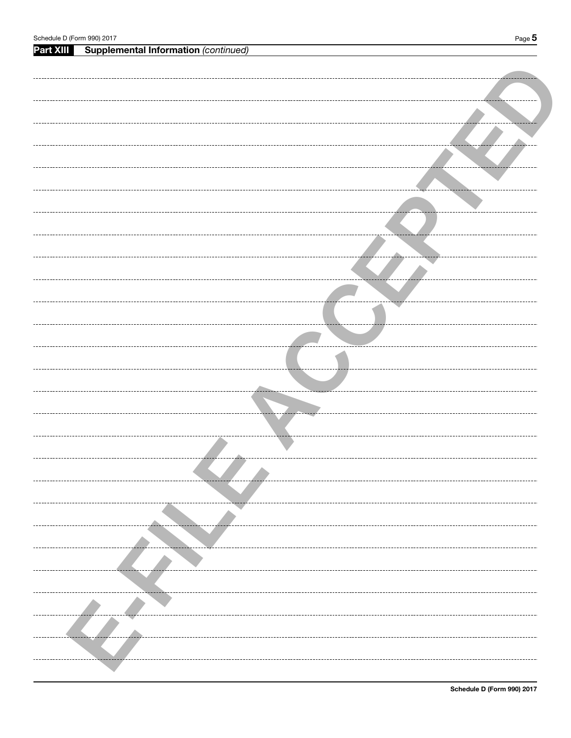**Part XIII** **Supplemental Information** *(continued)*

E-FILE ACCEPTED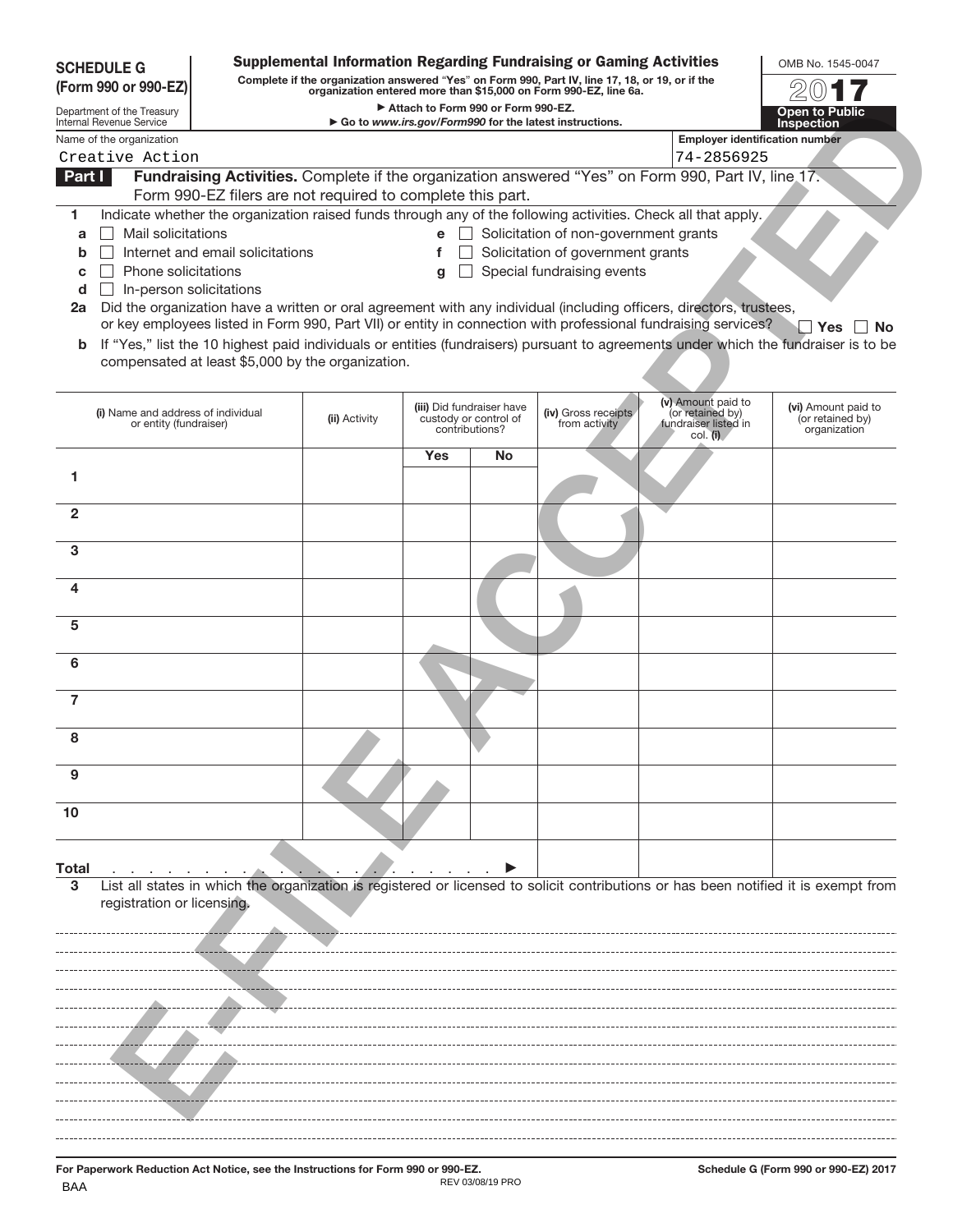**SCHEDULE G (Form 990 or 990-EZ)**

Department of the Treasury
Internal Revenue Service

# Supplemental Information Regarding Fundraising or Gaming Activities

**Complete if the organization answered "Yes" on Form 990, Part IV, line 17, 18, or 19, or if the organization entered more than $15,000 on Form 990-EZ, line 6a.**

► Attach to Form 990 or Form 990-EZ.

► Go to *www.irs.gov/Form990* for the latest instructions.

OMB No. 1545-0047

2017

**Open to Public Inspection**

Name of the organization: Creative Action

Employer identification number: 74-2856925

## Part I Fundraising Activities. Complete if the organization answered "Yes" on Form 990, Part IV, line 17. Form 990-EZ filers are not required to complete this part.

**1** Indicate whether the organization raised funds through any of the following activities. Check all that apply.

- **a** ☐ Mail solicitations
- **b** ☐ Internet and email solicitations
- **c** ☐ Phone solicitations
- **d** ☐ In-person solicitations
- **e** ☐ Solicitation of non-government grants
- **f** ☐ Solicitation of government grants
- **g** ☐ Special fundraising events

**2a** Did the organization have a written or oral agreement with any individual (including officers, directors, trustees, or key employees listed in Form 990, Part VII) or entity in connection with professional fundraising services? ☐ **Yes** ☐ **No**

**b** If "Yes," list the 10 highest paid individuals or entities (fundraisers) pursuant to agreements under which the fundraiser is to be compensated at least $5,000 by the organization.

| | (i) Name and address of individual or entity (fundraiser) | (ii) Activity | (iii) Did fundraiser have custody or control of contributions? | | (iv) Gross receipts from activity | (v) Amount paid to (or retained by) fundraiser listed in col. (i) | (vi) Amount paid to (or retained by) organization |
|---|---|---|---|---|---|---|---|
| | | | Yes | No | | | |
| 1 | | | | | | | |
| 2 | | | | | | | |
| 3 | | | | | | | |
| 4 | | | | | | | |
| 5 | | | | | | | |
| 6 | | | | | | | |
| 7 | | | | | | | |
| 8 | | | | | | | |
| 9 | | | | | | | |
| 10 | | | | | | | |
| **Total** ► | | | | | | | |

**3** List all states in which the organization is registered or licensed to solicit contributions or has been notified it is exempt from registration or licensing.

**For Paperwork Reduction Act Notice, see the Instructions for Form 990 or 990-EZ.**

BAA REV 03/08/19 PRO

**Schedule G (Form 990 or 990-EZ) 2017**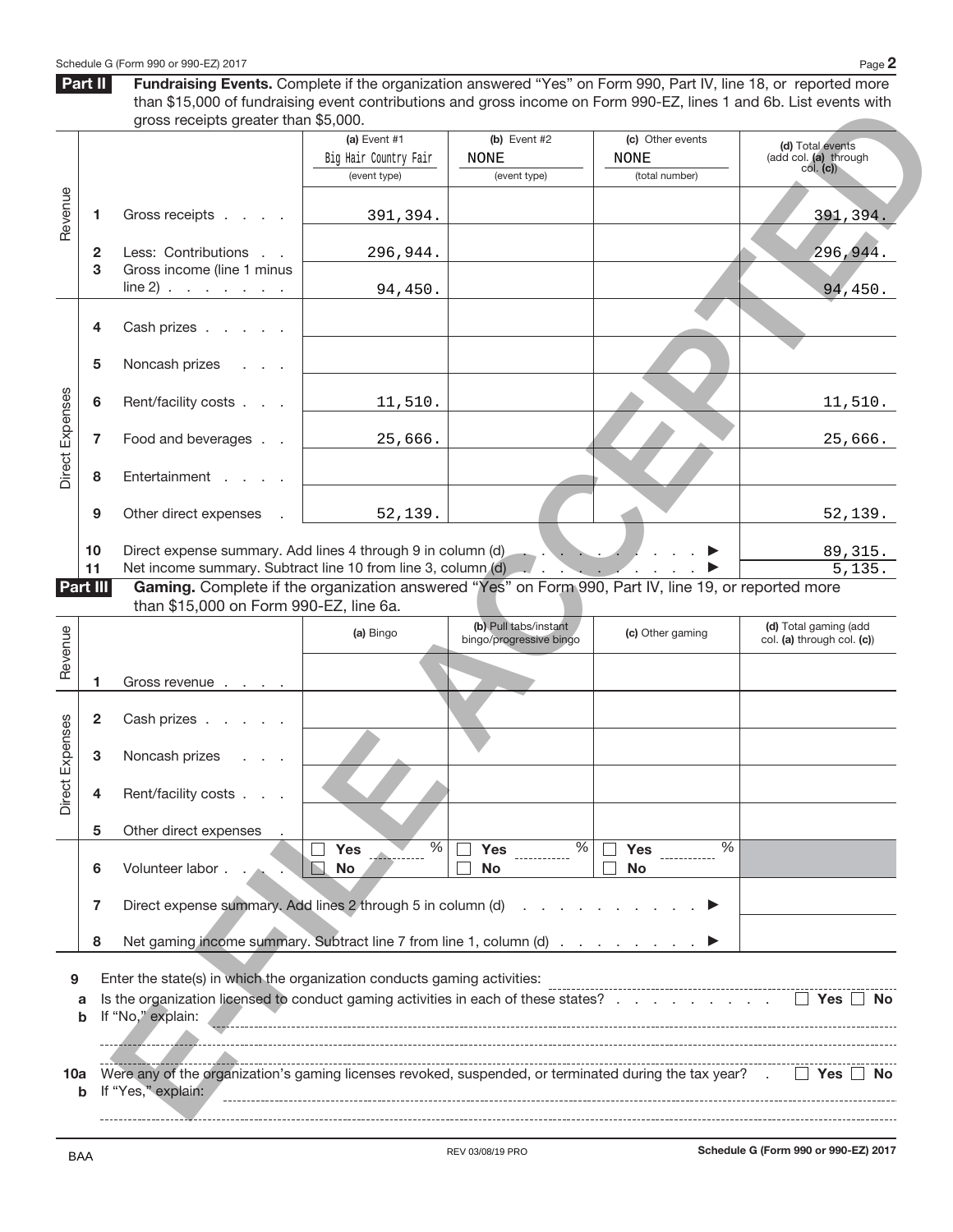Schedule G (Form 990 or 990-EZ) 2017

## Part II Fundraising Events.

Complete if the organization answered "Yes" on Form 990, Part IV, line 18, or reported more than $15,000 of fundraising event contributions and gross income on Form 990-EZ, lines 1 and 6b. List events with gross receipts greater than $5,000.

| | | | (a) Event #1 Big Hair Country Fair (event type) | (b) Event #2 NONE (event type) | (c) Other events NONE (total number) | (d) Total events (add col. (a) through col. (c)) |
|---|---|---|---|---|---|---|
| Revenue | 1 | Gross receipts | 391,394. | | | 391,394. |
| | 2 | Less: Contributions | 296,944. | | | 296,944. |
| | 3 | Gross income (line 1 minus line 2) | 94,450. | | | 94,450. |
| Direct Expenses | 4 | Cash prizes | | | | |
| | 5 | Noncash prizes | | | | |
| | 6 | Rent/facility costs | 11,510. | | | 11,510. |
| | 7 | Food and beverages | 25,666. | | | 25,666. |
| | 8 | Entertainment | | | | |
| | 9 | Other direct expenses | 52,139. | | | 52,139. |
| | 10 | Direct expense summary. Add lines 4 through 9 in column (d) ▶ | | | | 89,315. |
| | 11 | Net income summary. Subtract line 10 from line 3, column (d) ▶ | | | | 5,135. |

## Part III Gaming.

Complete if the organization answered "Yes" on Form 990, Part IV, line 19, or reported more than $15,000 on Form 990-EZ, line 6a.

| | | | (a) Bingo | (b) Pull tabs/instant bingo/progressive bingo | (c) Other gaming | (d) Total gaming (add col. (a) through col. (c)) |
|---|---|---|---|---|---|---|
| Revenue | 1 | Gross revenue | | | | |
| Direct Expenses | 2 | Cash prizes | | | | |
| | 3 | Noncash prizes | | | | |
| | 4 | Rent/facility costs | | | | |
| | 5 | Other direct expenses | | | | |
| | 6 | Volunteer labor | ☐ Yes ___ % ☐ No | ☐ Yes ___ % ☐ No | ☐ Yes ___ % ☐ No | |
| | 7 | Direct expense summary. Add lines 2 through 5 in column (d) ▶ | | | | |
| | 8 | Net gaming income summary. Subtract line 7 from line 1, column (d) ▶ | | | | |

**9** Enter the state(s) in which the organization conducts gaming activities: ____________

**a** Is the organization licensed to conduct gaming activities in each of these states? ☐ Yes ☐ No

**b** If "No," explain: ____________

**10a** Were any of the organization's gaming licenses revoked, suspended, or terminated during the tax year? ☐ Yes ☐ No

**b** If "Yes," explain: ____________

BAA REV 03/08/19 PRO Schedule G (Form 990 or 990-EZ) 2017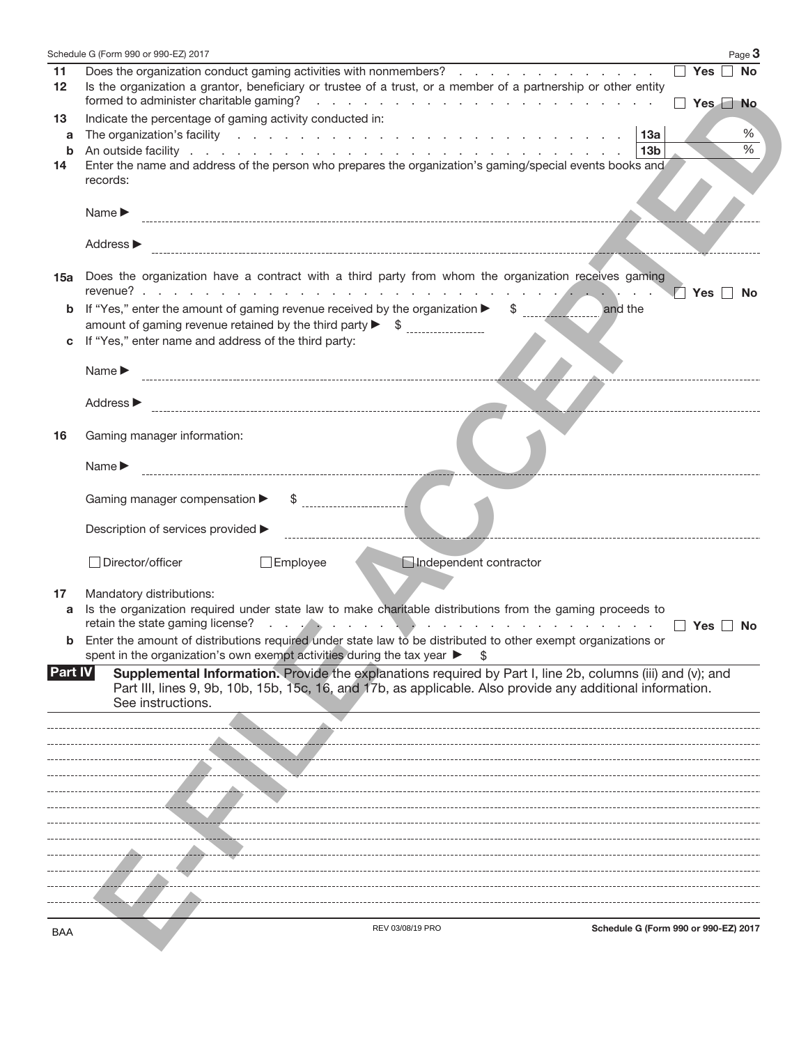11 Does the organization conduct gaming activities with nonmembers? ☐ Yes ☐ No

12 Is the organization a grantor, beneficiary or trustee of a trust, or a member of a partnership or other entity formed to administer charitable gaming? ☐ Yes ☐ No

13 Indicate the percentage of gaming activity conducted in:

a The organization's facility **13a** %

b An outside facility **13b** %

14 Enter the name and address of the person who prepares the organization's gaming/special events books and records:

Name ▶

Address ▶

15a Does the organization have a contract with a third party from whom the organization receives gaming revenue? ☐ Yes ☐ No

b If "Yes," enter the amount of gaming revenue received by the organization ▶ $ and the amount of gaming revenue retained by the third party ▶ $

c If "Yes," enter name and address of the third party:

Name ▶

Address ▶

16 Gaming manager information:

Name ▶

Gaming manager compensation ▶ $

Description of services provided ▶

☐ Director/officer ☐ Employee ☐ Independent contractor

17 Mandatory distributions:

a Is the organization required under state law to make charitable distributions from the gaming proceeds to retain the state gaming license? ☐ Yes ☐ No

b Enter the amount of distributions required under state law to be distributed to other exempt organizations or spent in the organization's own exempt activities during the tax year ▶ $

**Part IV** **Supplemental Information.** Provide the explanations required by Part I, line 2b, columns (iii) and (v); and Part III, lines 9, 9b, 10b, 15b, 15c, 16, and 17b, as applicable. Also provide any additional information. See instructions.

E-FILE ACCEPTED

BAA REV 03/08/19 PRO Schedule G (Form 990 or 990-EZ) 2017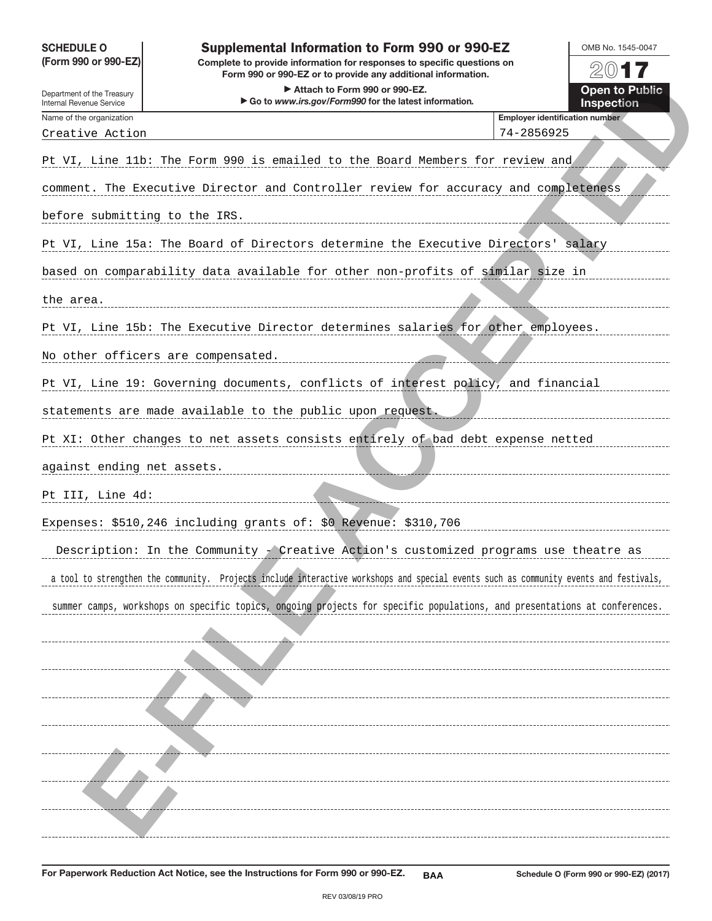**SCHEDULE O (Form 990 or 990-EZ)**

Department of the Treasury
Internal Revenue Service

# Supplemental Information to Form 990 or 990-EZ

**Complete to provide information for responses to specific questions on Form 990 or 990-EZ or to provide any additional information.**

**▶ Attach to Form 990 or 990-EZ.**

**▶ Go to *www.irs.gov/Form990* for the latest information.**

OMB No. 1545-0047

**2017**

**Open to Public Inspection**

| Name of the organization | Employer identification number |
|---|---|
| Creative Action | 74-2856925 |

Pt VI, Line 11b: The Form 990 is emailed to the Board Members for review and comment. The Executive Director and Controller review for accuracy and completeness before submitting to the IRS.

Pt VI, Line 15a: The Board of Directors determine the Executive Directors' salary based on comparability data available for other non-profits of similar size in the area.

Pt VI, Line 15b: The Executive Director determines salaries for other employees. No other officers are compensated.

Pt VI, Line 19: Governing documents, conflicts of interest policy, and financial statements are made available to the public upon request.

Pt XI: Other changes to net assets consists entirely of bad debt expense netted against ending net assets.

Pt III, Line 4d:

Expenses: $510,246 including grants of: $0 Revenue: $310,706

Description: In the Community - Creative Action's customized programs use theatre as a tool to strengthen the community. Projects include interactive workshops and special events such as community events and festivals, summer camps, workshops on specific topics, ongoing projects for specific populations, and presentations at conferences.

E-FILE ACCEPTED

**For Paperwork Reduction Act Notice, see the Instructions for Form 990 or 990-EZ.** **BAA** **Schedule O (Form 990 or 990-EZ) (2017)**

REV 03/08/19 PRO